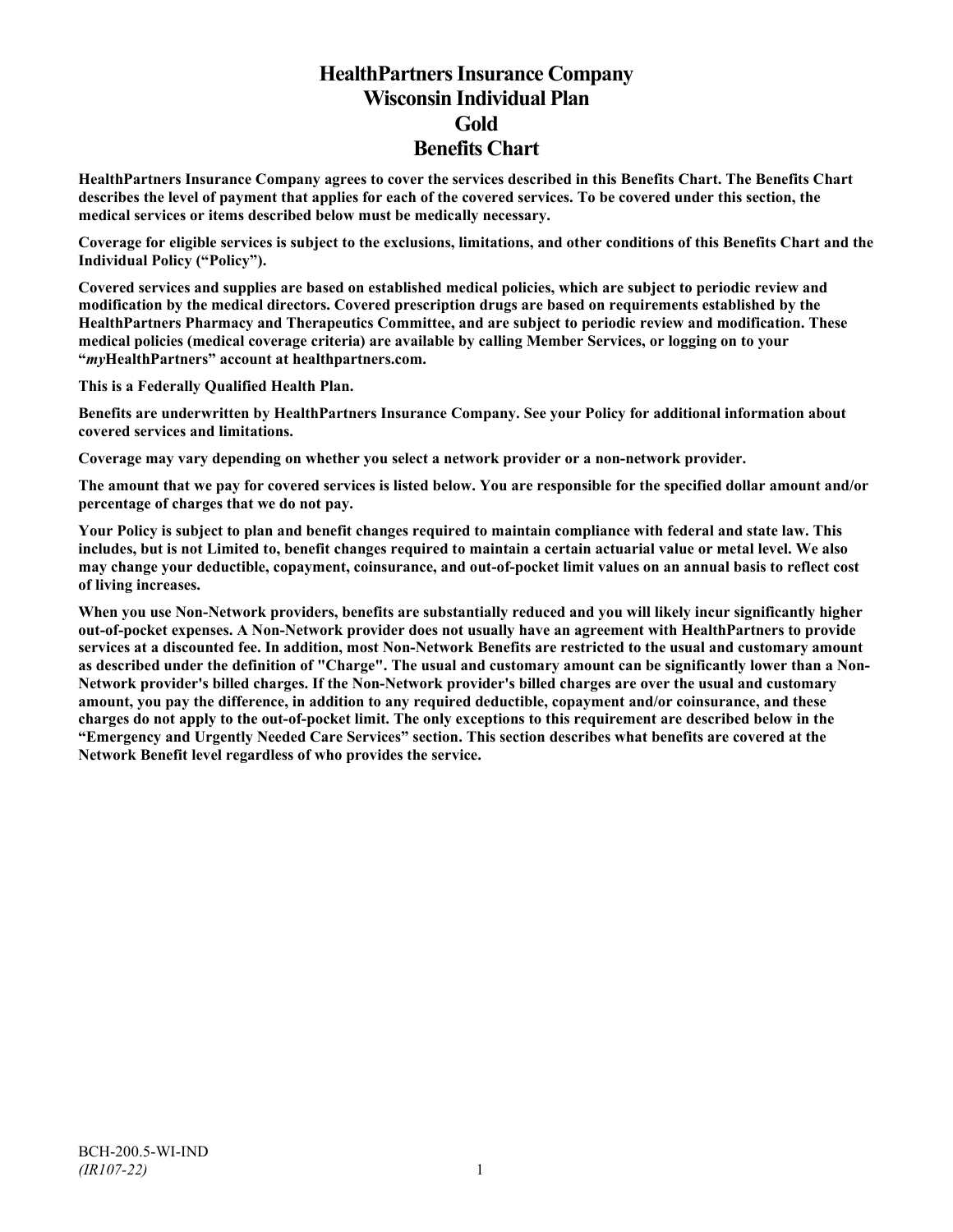# HealthPartners Insurance Company
# Wisconsin Individual Plan
# Gold
# Benefits Chart

**HealthPartners Insurance Company agrees to cover the services described in this Benefits Chart. The Benefits Chart describes the level of payment that applies for each of the covered services. To be covered under this section, the medical services or items described below must be medically necessary.**

**Coverage for eligible services is subject to the exclusions, limitations, and other conditions of this Benefits Chart and the Individual Policy ("Policy").**

**Covered services and supplies are based on established medical policies, which are subject to periodic review and modification by the medical directors. Covered prescription drugs are based on requirements established by the HealthPartners Pharmacy and Therapeutics Committee, and are subject to periodic review and modification. These medical policies (medical coverage criteria) are available by calling Member Services, or logging on to your "*my*HealthPartners" account at healthpartners.com.**

**This is a Federally Qualified Health Plan.**

**Benefits are underwritten by HealthPartners Insurance Company. See your Policy for additional information about covered services and limitations.**

**Coverage may vary depending on whether you select a network provider or a non-network provider.**

**The amount that we pay for covered services is listed below. You are responsible for the specified dollar amount and/or percentage of charges that we do not pay.**

**Your Policy is subject to plan and benefit changes required to maintain compliance with federal and state law. This includes, but is not Limited to, benefit changes required to maintain a certain actuarial value or metal level. We also may change your deductible, copayment, coinsurance, and out-of-pocket limit values on an annual basis to reflect cost of living increases.**

**When you use Non-Network providers, benefits are substantially reduced and you will likely incur significantly higher out-of-pocket expenses. A Non-Network provider does not usually have an agreement with HealthPartners to provide services at a discounted fee. In addition, most Non-Network Benefits are restricted to the usual and customary amount as described under the definition of "Charge". The usual and customary amount can be significantly lower than a Non-Network provider's billed charges. If the Non-Network provider's billed charges are over the usual and customary amount, you pay the difference, in addition to any required deductible, copayment and/or coinsurance, and these charges do not apply to the out-of-pocket limit. The only exceptions to this requirement are described below in the "Emergency and Urgently Needed Care Services" section. This section describes what benefits are covered at the Network Benefit level regardless of who provides the service.**

BCH-200.5-WI-IND
*(IR107-22)*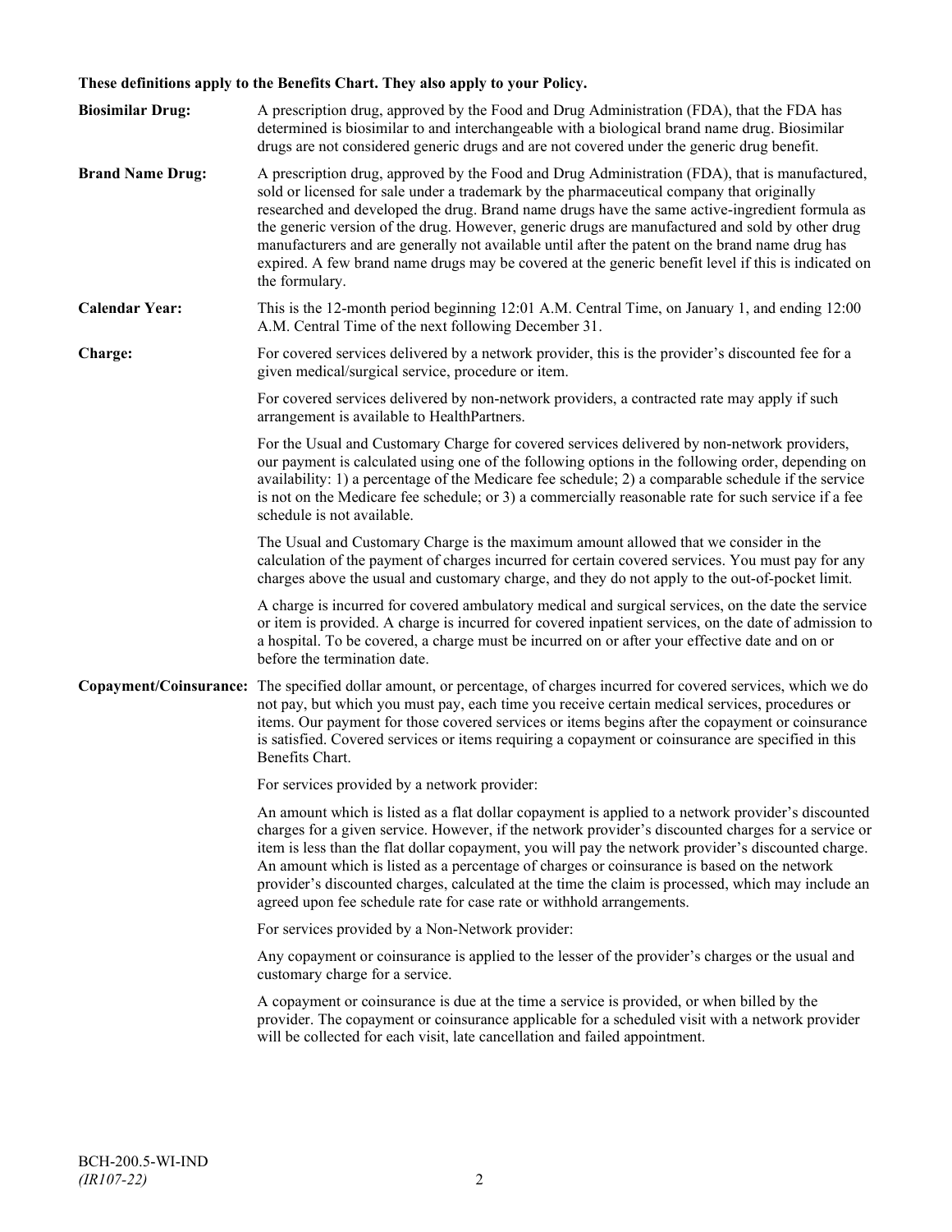**These definitions apply to the Benefits Chart. They also apply to your Policy.**

**Biosimilar Drug:** A prescription drug, approved by the Food and Drug Administration (FDA), that the FDA has determined is biosimilar to and interchangeable with a biological brand name drug. Biosimilar drugs are not considered generic drugs and are not covered under the generic drug benefit.

**Brand Name Drug:** A prescription drug, approved by the Food and Drug Administration (FDA), that is manufactured, sold or licensed for sale under a trademark by the pharmaceutical company that originally researched and developed the drug. Brand name drugs have the same active-ingredient formula as the generic version of the drug. However, generic drugs are manufactured and sold by other drug manufacturers and are generally not available until after the patent on the brand name drug has expired. A few brand name drugs may be covered at the generic benefit level if this is indicated on the formulary.

**Calendar Year:** This is the 12-month period beginning 12:01 A.M. Central Time, on January 1, and ending 12:00 A.M. Central Time of the next following December 31.

**Charge:** For covered services delivered by a network provider, this is the provider's discounted fee for a given medical/surgical service, procedure or item.

For covered services delivered by non-network providers, a contracted rate may apply if such arrangement is available to HealthPartners.

For the Usual and Customary Charge for covered services delivered by non-network providers, our payment is calculated using one of the following options in the following order, depending on availability: 1) a percentage of the Medicare fee schedule; 2) a comparable schedule if the service is not on the Medicare fee schedule; or 3) a commercially reasonable rate for such service if a fee schedule is not available.

The Usual and Customary Charge is the maximum amount allowed that we consider in the calculation of the payment of charges incurred for certain covered services. You must pay for any charges above the usual and customary charge, and they do not apply to the out-of-pocket limit.

A charge is incurred for covered ambulatory medical and surgical services, on the date the service or item is provided. A charge is incurred for covered inpatient services, on the date of admission to a hospital. To be covered, a charge must be incurred on or after your effective date and on or before the termination date.

**Copayment/Coinsurance:** The specified dollar amount, or percentage, of charges incurred for covered services, which we do not pay, but which you must pay, each time you receive certain medical services, procedures or items. Our payment for those covered services or items begins after the copayment or coinsurance is satisfied. Covered services or items requiring a copayment or coinsurance are specified in this Benefits Chart.

For services provided by a network provider:

An amount which is listed as a flat dollar copayment is applied to a network provider's discounted charges for a given service. However, if the network provider's discounted charges for a service or item is less than the flat dollar copayment, you will pay the network provider's discounted charge. An amount which is listed as a percentage of charges or coinsurance is based on the network provider's discounted charges, calculated at the time the claim is processed, which may include an agreed upon fee schedule rate for case rate or withhold arrangements.

For services provided by a Non-Network provider:

Any copayment or coinsurance is applied to the lesser of the provider's charges or the usual and customary charge for a service.

A copayment or coinsurance is due at the time a service is provided, or when billed by the provider. The copayment or coinsurance applicable for a scheduled visit with a network provider will be collected for each visit, late cancellation and failed appointment.

BCH-200.5-WI-IND
*(IR107-22)*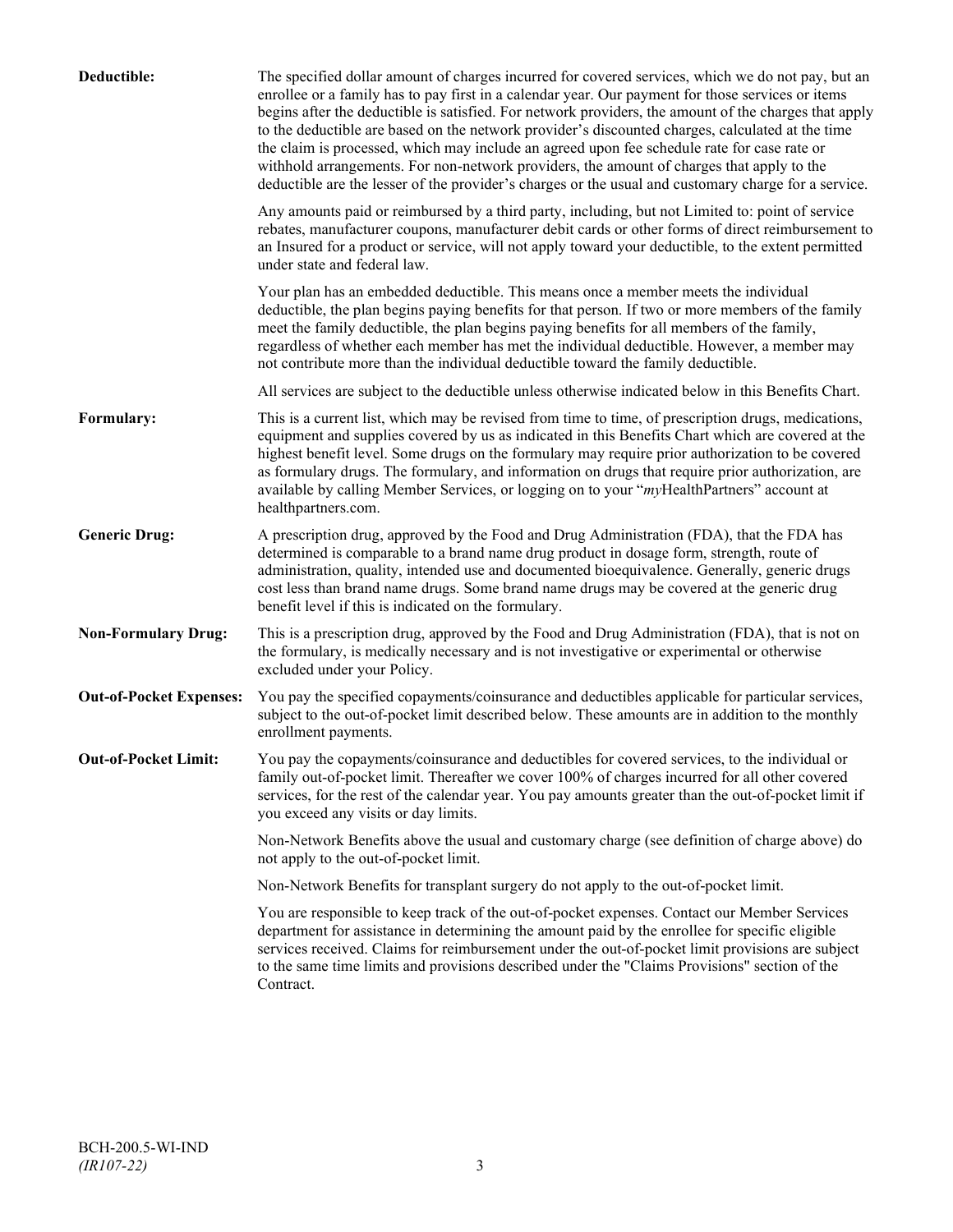**Deductible:** The specified dollar amount of charges incurred for covered services, which we do not pay, but an enrollee or a family has to pay first in a calendar year. Our payment for those services or items begins after the deductible is satisfied. For network providers, the amount of the charges that apply to the deductible are based on the network provider's discounted charges, calculated at the time the claim is processed, which may include an agreed upon fee schedule rate for case rate or withhold arrangements. For non-network providers, the amount of charges that apply to the deductible are the lesser of the provider's charges or the usual and customary charge for a service.

Any amounts paid or reimbursed by a third party, including, but not Limited to: point of service rebates, manufacturer coupons, manufacturer debit cards or other forms of direct reimbursement to an Insured for a product or service, will not apply toward your deductible, to the extent permitted under state and federal law.

Your plan has an embedded deductible. This means once a member meets the individual deductible, the plan begins paying benefits for that person. If two or more members of the family meet the family deductible, the plan begins paying benefits for all members of the family, regardless of whether each member has met the individual deductible. However, a member may not contribute more than the individual deductible toward the family deductible.

All services are subject to the deductible unless otherwise indicated below in this Benefits Chart.

**Formulary:** This is a current list, which may be revised from time to time, of prescription drugs, medications, equipment and supplies covered by us as indicated in this Benefits Chart which are covered at the highest benefit level. Some drugs on the formulary may require prior authorization to be covered as formulary drugs. The formulary, and information on drugs that require prior authorization, are available by calling Member Services, or logging on to your "*my*HealthPartners" account at healthpartners.com.

**Generic Drug:** A prescription drug, approved by the Food and Drug Administration (FDA), that the FDA has determined is comparable to a brand name drug product in dosage form, strength, route of administration, quality, intended use and documented bioequivalence. Generally, generic drugs cost less than brand name drugs. Some brand name drugs may be covered at the generic drug benefit level if this is indicated on the formulary.

**Non-Formulary Drug:** This is a prescription drug, approved by the Food and Drug Administration (FDA), that is not on the formulary, is medically necessary and is not investigative or experimental or otherwise excluded under your Policy.

**Out-of-Pocket Expenses:** You pay the specified copayments/coinsurance and deductibles applicable for particular services, subject to the out-of-pocket limit described below. These amounts are in addition to the monthly enrollment payments.

**Out-of-Pocket Limit:** You pay the copayments/coinsurance and deductibles for covered services, to the individual or family out-of-pocket limit. Thereafter we cover 100% of charges incurred for all other covered services, for the rest of the calendar year. You pay amounts greater than the out-of-pocket limit if you exceed any visits or day limits.

Non-Network Benefits above the usual and customary charge (see definition of charge above) do not apply to the out-of-pocket limit.

Non-Network Benefits for transplant surgery do not apply to the out-of-pocket limit.

You are responsible to keep track of the out-of-pocket expenses. Contact our Member Services department for assistance in determining the amount paid by the enrollee for specific eligible services received. Claims for reimbursement under the out-of-pocket limit provisions are subject to the same time limits and provisions described under the "Claims Provisions" section of the Contract.

BCH-200.5-WI-IND
*(IR107-22)*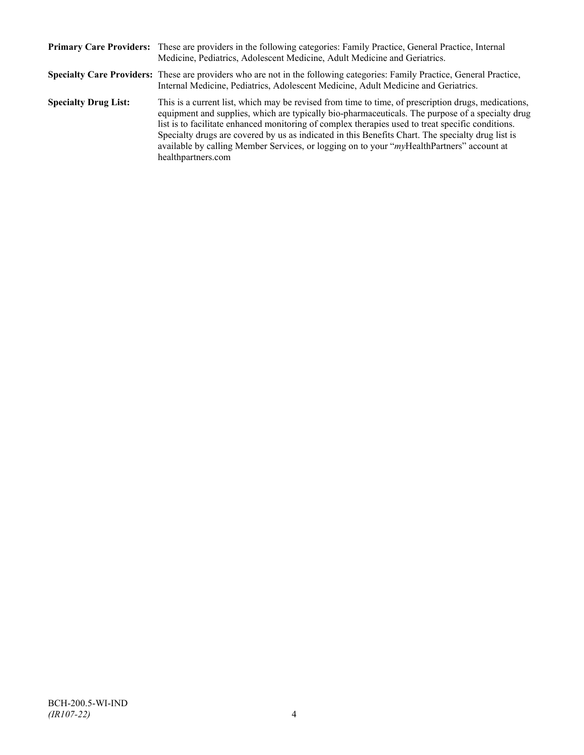**Primary Care Providers:** These are providers in the following categories: Family Practice, General Practice, Internal Medicine, Pediatrics, Adolescent Medicine, Adult Medicine and Geriatrics.

**Specialty Care Providers:** These are providers who are not in the following categories: Family Practice, General Practice, Internal Medicine, Pediatrics, Adolescent Medicine, Adult Medicine and Geriatrics.

**Specialty Drug List:** This is a current list, which may be revised from time to time, of prescription drugs, medications, equipment and supplies, which are typically bio-pharmaceuticals. The purpose of a specialty drug list is to facilitate enhanced monitoring of complex therapies used to treat specific conditions. Specialty drugs are covered by us as indicated in this Benefits Chart. The specialty drug list is available by calling Member Services, or logging on to your "*my*HealthPartners" account at healthpartners.com

BCH-200.5-WI-IND
*(IR107-22)*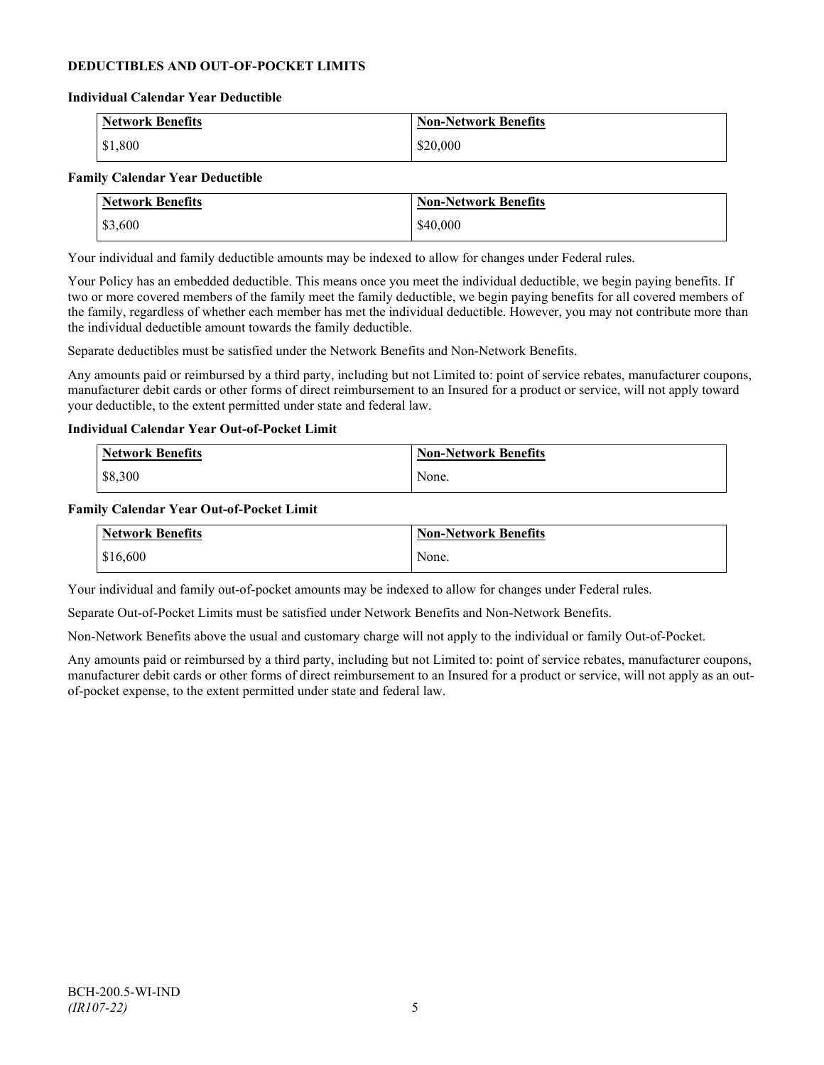## DEDUCTIBLES AND OUT-OF-POCKET LIMITS

### Individual Calendar Year Deductible

| Network Benefits | Non-Network Benefits |
|---|---|
| $1,800 | $20,000 |

### Family Calendar Year Deductible

| Network Benefits | Non-Network Benefits |
|---|---|
| $3,600 | $40,000 |

Your individual and family deductible amounts may be indexed to allow for changes under Federal rules.

Your Policy has an embedded deductible. This means once you meet the individual deductible, we begin paying benefits. If two or more covered members of the family meet the family deductible, we begin paying benefits for all covered members of the family, regardless of whether each member has met the individual deductible. However, you may not contribute more than the individual deductible amount towards the family deductible.

Separate deductibles must be satisfied under the Network Benefits and Non-Network Benefits.

Any amounts paid or reimbursed by a third party, including but not Limited to: point of service rebates, manufacturer coupons, manufacturer debit cards or other forms of direct reimbursement to an Insured for a product or service, will not apply toward your deductible, to the extent permitted under state and federal law.

### Individual Calendar Year Out-of-Pocket Limit

| Network Benefits | Non-Network Benefits |
|---|---|
| $8,300 | None. |

### Family Calendar Year Out-of-Pocket Limit

| Network Benefits | Non-Network Benefits |
|---|---|
| $16,600 | None. |

Your individual and family out-of-pocket amounts may be indexed to allow for changes under Federal rules.

Separate Out-of-Pocket Limits must be satisfied under Network Benefits and Non-Network Benefits.

Non-Network Benefits above the usual and customary charge will not apply to the individual or family Out-of-Pocket.

Any amounts paid or reimbursed by a third party, including but not Limited to: point of service rebates, manufacturer coupons, manufacturer debit cards or other forms of direct reimbursement to an Insured for a product or service, will not apply as an out-of-pocket expense, to the extent permitted under state and federal law.

BCH-200.5-WI-IND
*(IR107-22)*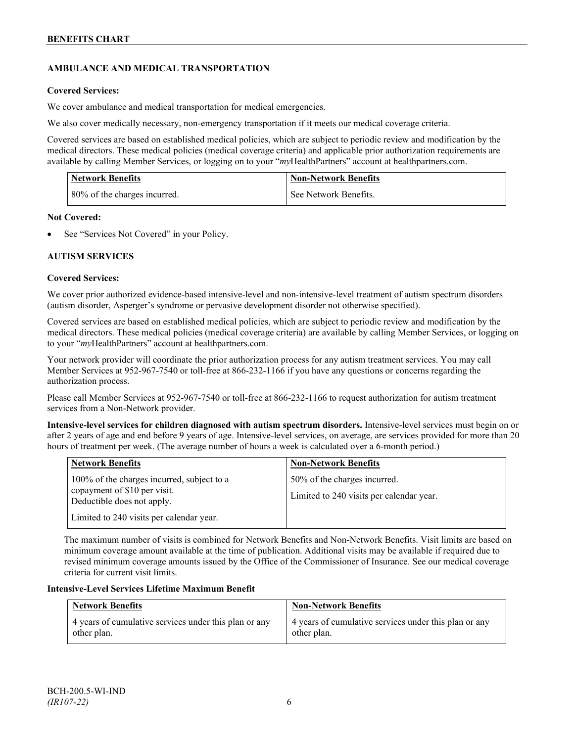## AMBULANCE AND MEDICAL TRANSPORTATION

**Covered Services:**

We cover ambulance and medical transportation for medical emergencies.

We also cover medically necessary, non-emergency transportation if it meets our medical coverage criteria.

Covered services are based on established medical policies, which are subject to periodic review and modification by the medical directors. These medical policies (medical coverage criteria) and applicable prior authorization requirements are available by calling Member Services, or logging on to your "*my*HealthPartners" account at healthpartners.com.

| Network Benefits | Non-Network Benefits |
|---|---|
| 80% of the charges incurred. | See Network Benefits. |

**Not Covered:**

- See "Services Not Covered" in your Policy.

## AUTISM SERVICES

**Covered Services:**

We cover prior authorized evidence-based intensive-level and non-intensive-level treatment of autism spectrum disorders (autism disorder, Asperger's syndrome or pervasive development disorder not otherwise specified).

Covered services are based on established medical policies, which are subject to periodic review and modification by the medical directors. These medical policies (medical coverage criteria) are available by calling Member Services, or logging on to your "*my*HealthPartners" account at healthpartners.com.

Your network provider will coordinate the prior authorization process for any autism treatment services. You may call Member Services at 952-967-7540 or toll-free at 866-232-1166 if you have any questions or concerns regarding the authorization process.

Please call Member Services at 952-967-7540 or toll-free at 866-232-1166 to request authorization for autism treatment services from a Non-Network provider.

**Intensive-level services for children diagnosed with autism spectrum disorders.** Intensive-level services must begin on or after 2 years of age and end before 9 years of age. Intensive-level services, on average, are services provided for more than 20 hours of treatment per week. (The average number of hours a week is calculated over a 6-month period.)

| Network Benefits | Non-Network Benefits |
|---|---|
| 100% of the charges incurred, subject to a copayment of $10 per visit. Deductible does not apply.<br><br>Limited to 240 visits per calendar year. | 50% of the charges incurred.<br><br>Limited to 240 visits per calendar year. |

The maximum number of visits is combined for Network Benefits and Non-Network Benefits. Visit limits are based on minimum coverage amount available at the time of publication. Additional visits may be available if required due to revised minimum coverage amounts issued by the Office of the Commissioner of Insurance. See our medical coverage criteria for current visit limits.

**Intensive-Level Services Lifetime Maximum Benefit**

| Network Benefits | Non-Network Benefits |
|---|---|
| 4 years of cumulative services under this plan or any other plan. | 4 years of cumulative services under this plan or any other plan. |

BCH-200.5-WI-IND
*(IR107-22)*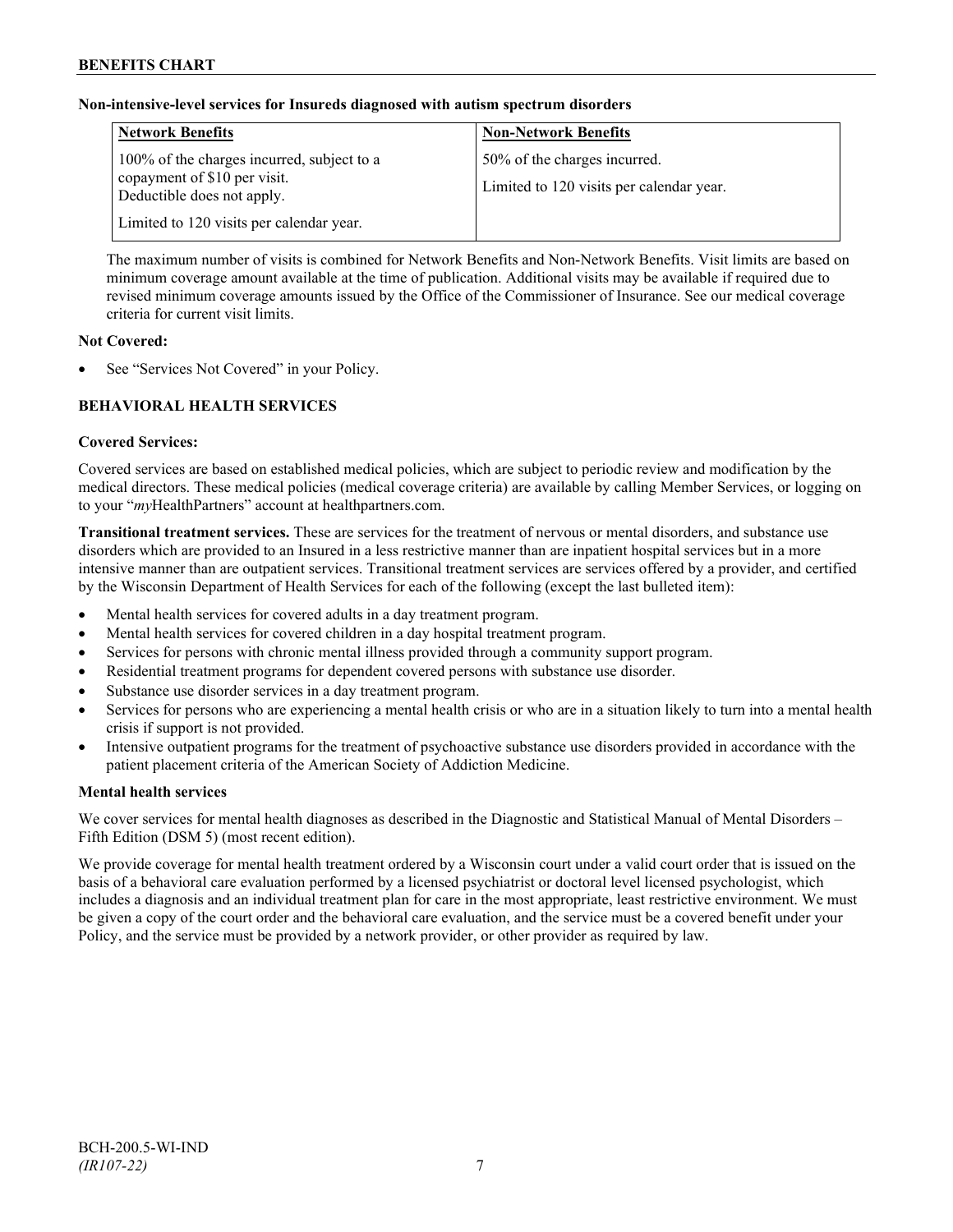**Non-intensive-level services for Insureds diagnosed with autism spectrum disorders**

| Network Benefits | Non-Network Benefits |
| --- | --- |
| 100% of the charges incurred, subject to a copayment of $10 per visit. Deductible does not apply.<br><br>Limited to 120 visits per calendar year. | 50% of the charges incurred.<br><br>Limited to 120 visits per calendar year. |

The maximum number of visits is combined for Network Benefits and Non-Network Benefits. Visit limits are based on minimum coverage amount available at the time of publication. Additional visits may be available if required due to revised minimum coverage amounts issued by the Office of the Commissioner of Insurance. See our medical coverage criteria for current visit limits.

**Not Covered:**

- See "Services Not Covered" in your Policy.

## BEHAVIORAL HEALTH SERVICES

**Covered Services:**

Covered services are based on established medical policies, which are subject to periodic review and modification by the medical directors. These medical policies (medical coverage criteria) are available by calling Member Services, or logging on to your "*my*HealthPartners" account at healthpartners.com.

**Transitional treatment services.** These are services for the treatment of nervous or mental disorders, and substance use disorders which are provided to an Insured in a less restrictive manner than are inpatient hospital services but in a more intensive manner than are outpatient services. Transitional treatment services are services offered by a provider, and certified by the Wisconsin Department of Health Services for each of the following (except the last bulleted item):

- Mental health services for covered adults in a day treatment program.
- Mental health services for covered children in a day hospital treatment program.
- Services for persons with chronic mental illness provided through a community support program.
- Residential treatment programs for dependent covered persons with substance use disorder.
- Substance use disorder services in a day treatment program.
- Services for persons who are experiencing a mental health crisis or who are in a situation likely to turn into a mental health crisis if support is not provided.
- Intensive outpatient programs for the treatment of psychoactive substance use disorders provided in accordance with the patient placement criteria of the American Society of Addiction Medicine.

**Mental health services**

We cover services for mental health diagnoses as described in the Diagnostic and Statistical Manual of Mental Disorders – Fifth Edition (DSM 5) (most recent edition).

We provide coverage for mental health treatment ordered by a Wisconsin court under a valid court order that is issued on the basis of a behavioral care evaluation performed by a licensed psychiatrist or doctoral level licensed psychologist, which includes a diagnosis and an individual treatment plan for care in the most appropriate, least restrictive environment. We must be given a copy of the court order and the behavioral care evaluation, and the service must be a covered benefit under your Policy, and the service must be provided by a network provider, or other provider as required by law.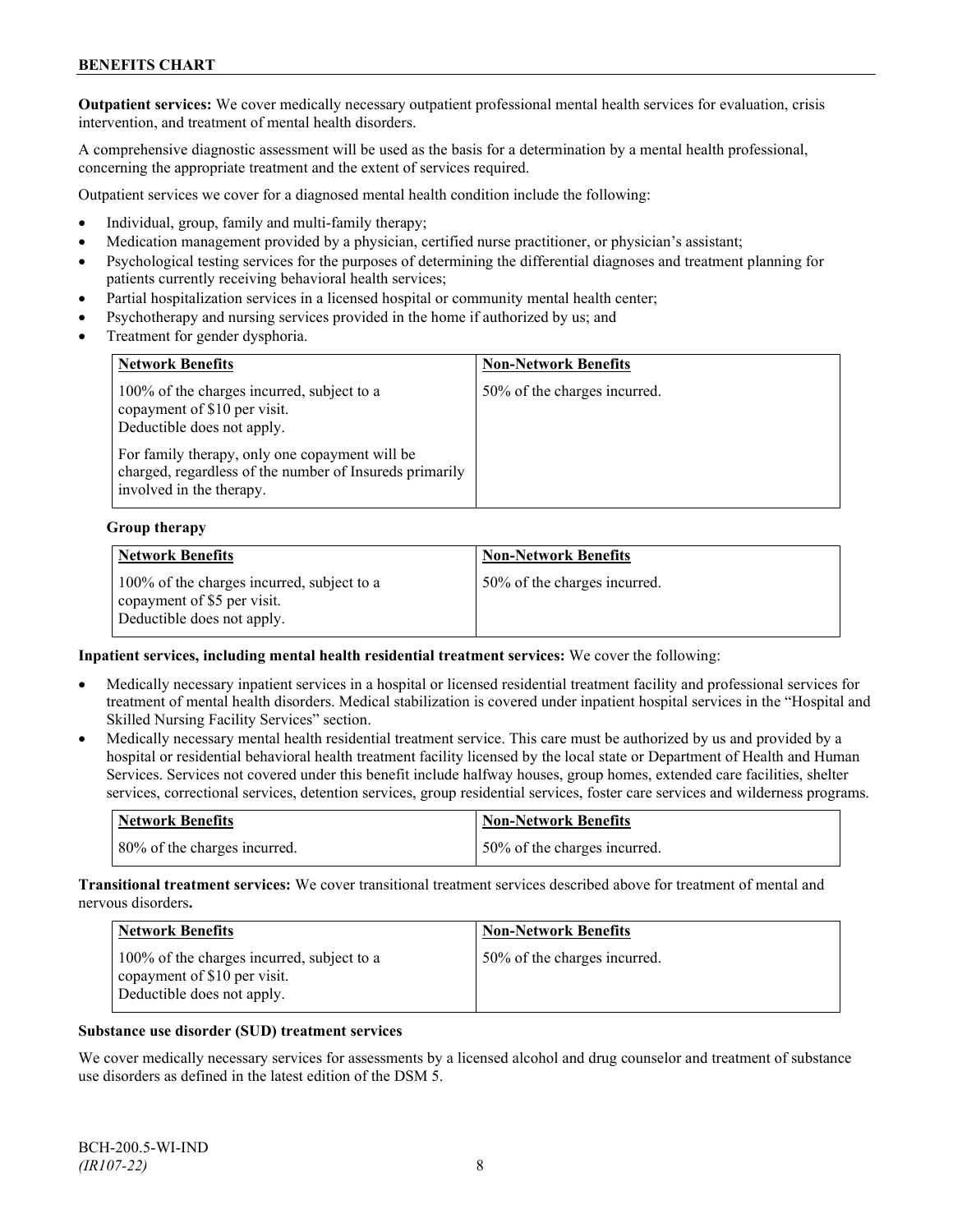**Outpatient services:** We cover medically necessary outpatient professional mental health services for evaluation, crisis intervention, and treatment of mental health disorders.

A comprehensive diagnostic assessment will be used as the basis for a determination by a mental health professional, concerning the appropriate treatment and the extent of services required.

Outpatient services we cover for a diagnosed mental health condition include the following:

- Individual, group, family and multi-family therapy;
- Medication management provided by a physician, certified nurse practitioner, or physician's assistant;
- Psychological testing services for the purposes of determining the differential diagnoses and treatment planning for patients currently receiving behavioral health services;
- Partial hospitalization services in a licensed hospital or community mental health center;
- Psychotherapy and nursing services provided in the home if authorized by us; and
- Treatment for gender dysphoria.

| Network Benefits | Non-Network Benefits |
|---|---|
| 100% of the charges incurred, subject to a copayment of $10 per visit. Deductible does not apply.<br><br>For family therapy, only one copayment will be charged, regardless of the number of Insureds primarily involved in the therapy. | 50% of the charges incurred. |

**Group therapy**

| Network Benefits | Non-Network Benefits |
|---|---|
| 100% of the charges incurred, subject to a copayment of $5 per visit. Deductible does not apply. | 50% of the charges incurred. |

**Inpatient services, including mental health residential treatment services:** We cover the following:

- Medically necessary inpatient services in a hospital or licensed residential treatment facility and professional services for treatment of mental health disorders. Medical stabilization is covered under inpatient hospital services in the "Hospital and Skilled Nursing Facility Services" section.
- Medically necessary mental health residential treatment service. This care must be authorized by us and provided by a hospital or residential behavioral health treatment facility licensed by the local state or Department of Health and Human Services. Services not covered under this benefit include halfway houses, group homes, extended care facilities, shelter services, correctional services, detention services, group residential services, foster care services and wilderness programs.

| Network Benefits | Non-Network Benefits |
|---|---|
| 80% of the charges incurred. | 50% of the charges incurred. |

**Transitional treatment services:** We cover transitional treatment services described above for treatment of mental and nervous disorders**.**

| Network Benefits | Non-Network Benefits |
|---|---|
| 100% of the charges incurred, subject to a copayment of $10 per visit. Deductible does not apply. | 50% of the charges incurred. |

**Substance use disorder (SUD) treatment services**

We cover medically necessary services for assessments by a licensed alcohol and drug counselor and treatment of substance use disorders as defined in the latest edition of the DSM 5.

BCH-200.5-WI-IND
*(IR107-22)*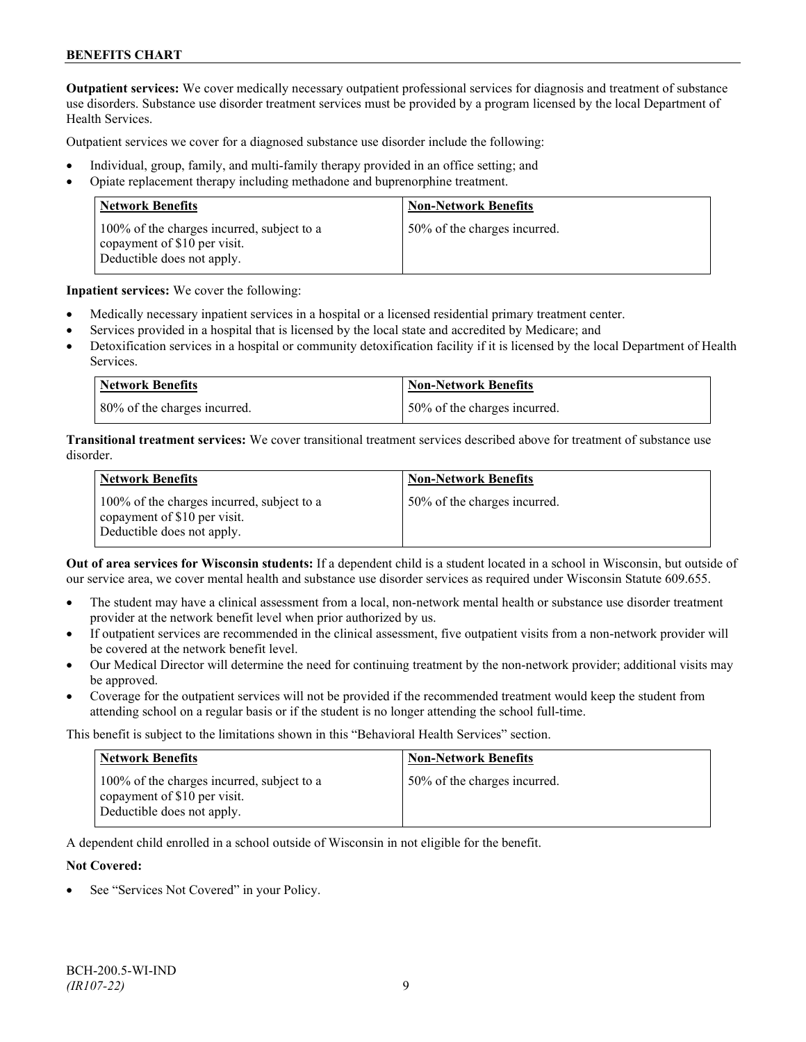**Outpatient services:** We cover medically necessary outpatient professional services for diagnosis and treatment of substance use disorders. Substance use disorder treatment services must be provided by a program licensed by the local Department of Health Services.

Outpatient services we cover for a diagnosed substance use disorder include the following:

- Individual, group, family, and multi-family therapy provided in an office setting; and
- Opiate replacement therapy including methadone and buprenorphine treatment.

| Network Benefits | Non-Network Benefits |
|---|---|
| 100% of the charges incurred, subject to a copayment of $10 per visit. Deductible does not apply. | 50% of the charges incurred. |

**Inpatient services:** We cover the following:

- Medically necessary inpatient services in a hospital or a licensed residential primary treatment center.
- Services provided in a hospital that is licensed by the local state and accredited by Medicare; and
- Detoxification services in a hospital or community detoxification facility if it is licensed by the local Department of Health Services.

| Network Benefits | Non-Network Benefits |
|---|---|
| 80% of the charges incurred. | 50% of the charges incurred. |

**Transitional treatment services:** We cover transitional treatment services described above for treatment of substance use disorder.

| Network Benefits | Non-Network Benefits |
|---|---|
| 100% of the charges incurred, subject to a copayment of $10 per visit. Deductible does not apply. | 50% of the charges incurred. |

**Out of area services for Wisconsin students:** If a dependent child is a student located in a school in Wisconsin, but outside of our service area, we cover mental health and substance use disorder services as required under Wisconsin Statute 609.655.

- The student may have a clinical assessment from a local, non-network mental health or substance use disorder treatment provider at the network benefit level when prior authorized by us.
- If outpatient services are recommended in the clinical assessment, five outpatient visits from a non-network provider will be covered at the network benefit level.
- Our Medical Director will determine the need for continuing treatment by the non-network provider; additional visits may be approved.
- Coverage for the outpatient services will not be provided if the recommended treatment would keep the student from attending school on a regular basis or if the student is no longer attending the school full-time.

This benefit is subject to the limitations shown in this "Behavioral Health Services" section.

| Network Benefits | Non-Network Benefits |
|---|---|
| 100% of the charges incurred, subject to a copayment of $10 per visit. Deductible does not apply. | 50% of the charges incurred. |

A dependent child enrolled in a school outside of Wisconsin in not eligible for the benefit.

**Not Covered:**

- See "Services Not Covered" in your Policy.

BCH-200.5-WI-IND
*(IR107-22)*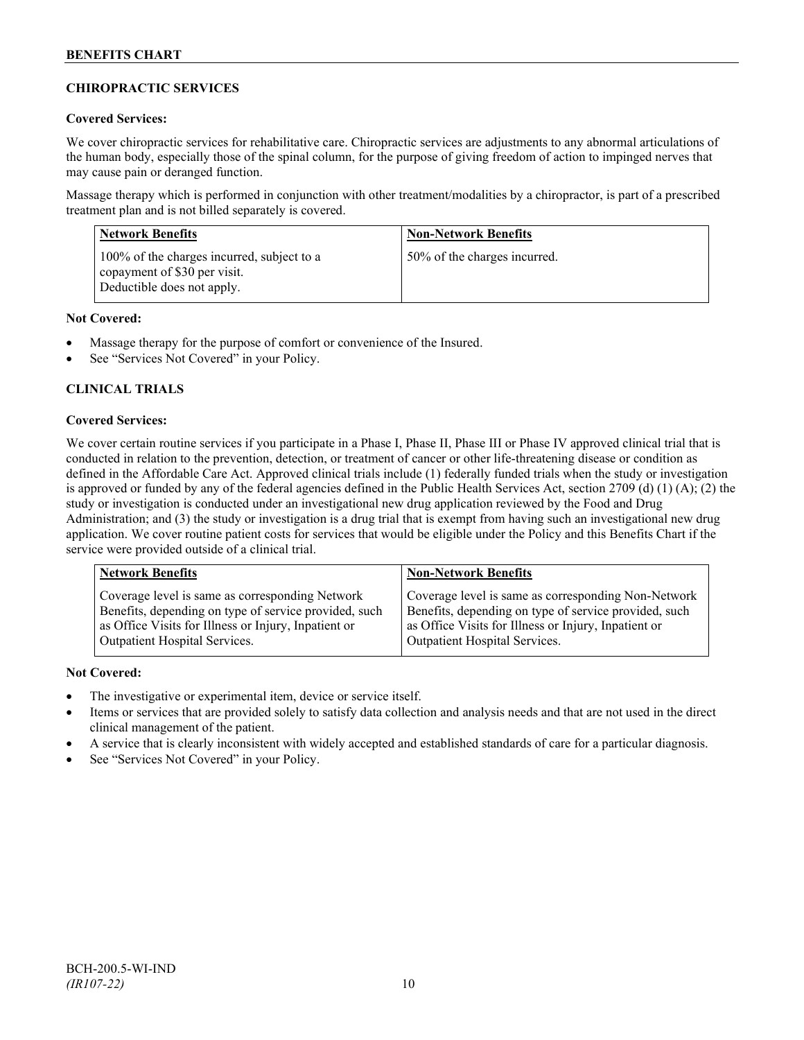## CHIROPRACTIC SERVICES

**Covered Services:**

We cover chiropractic services for rehabilitative care. Chiropractic services are adjustments to any abnormal articulations of the human body, especially those of the spinal column, for the purpose of giving freedom of action to impinged nerves that may cause pain or deranged function.

Massage therapy which is performed in conjunction with other treatment/modalities by a chiropractor, is part of a prescribed treatment plan and is not billed separately is covered.

| Network Benefits | Non-Network Benefits |
|---|---|
| 100% of the charges incurred, subject to a copayment of $30 per visit. Deductible does not apply. | 50% of the charges incurred. |

**Not Covered:**

- Massage therapy for the purpose of comfort or convenience of the Insured.
- See "Services Not Covered" in your Policy.

## CLINICAL TRIALS

**Covered Services:**

We cover certain routine services if you participate in a Phase I, Phase II, Phase III or Phase IV approved clinical trial that is conducted in relation to the prevention, detection, or treatment of cancer or other life-threatening disease or condition as defined in the Affordable Care Act. Approved clinical trials include (1) federally funded trials when the study or investigation is approved or funded by any of the federal agencies defined in the Public Health Services Act, section 2709 (d) (1) (A); (2) the study or investigation is conducted under an investigational new drug application reviewed by the Food and Drug Administration; and (3) the study or investigation is a drug trial that is exempt from having such an investigational new drug application. We cover routine patient costs for services that would be eligible under the Policy and this Benefits Chart if the service were provided outside of a clinical trial.

| Network Benefits | Non-Network Benefits |
|---|---|
| Coverage level is same as corresponding Network Benefits, depending on type of service provided, such as Office Visits for Illness or Injury, Inpatient or Outpatient Hospital Services. | Coverage level is same as corresponding Non-Network Benefits, depending on type of service provided, such as Office Visits for Illness or Injury, Inpatient or Outpatient Hospital Services. |

**Not Covered:**

- The investigative or experimental item, device or service itself.
- Items or services that are provided solely to satisfy data collection and analysis needs and that are not used in the direct clinical management of the patient.
- A service that is clearly inconsistent with widely accepted and established standards of care for a particular diagnosis.
- See "Services Not Covered" in your Policy.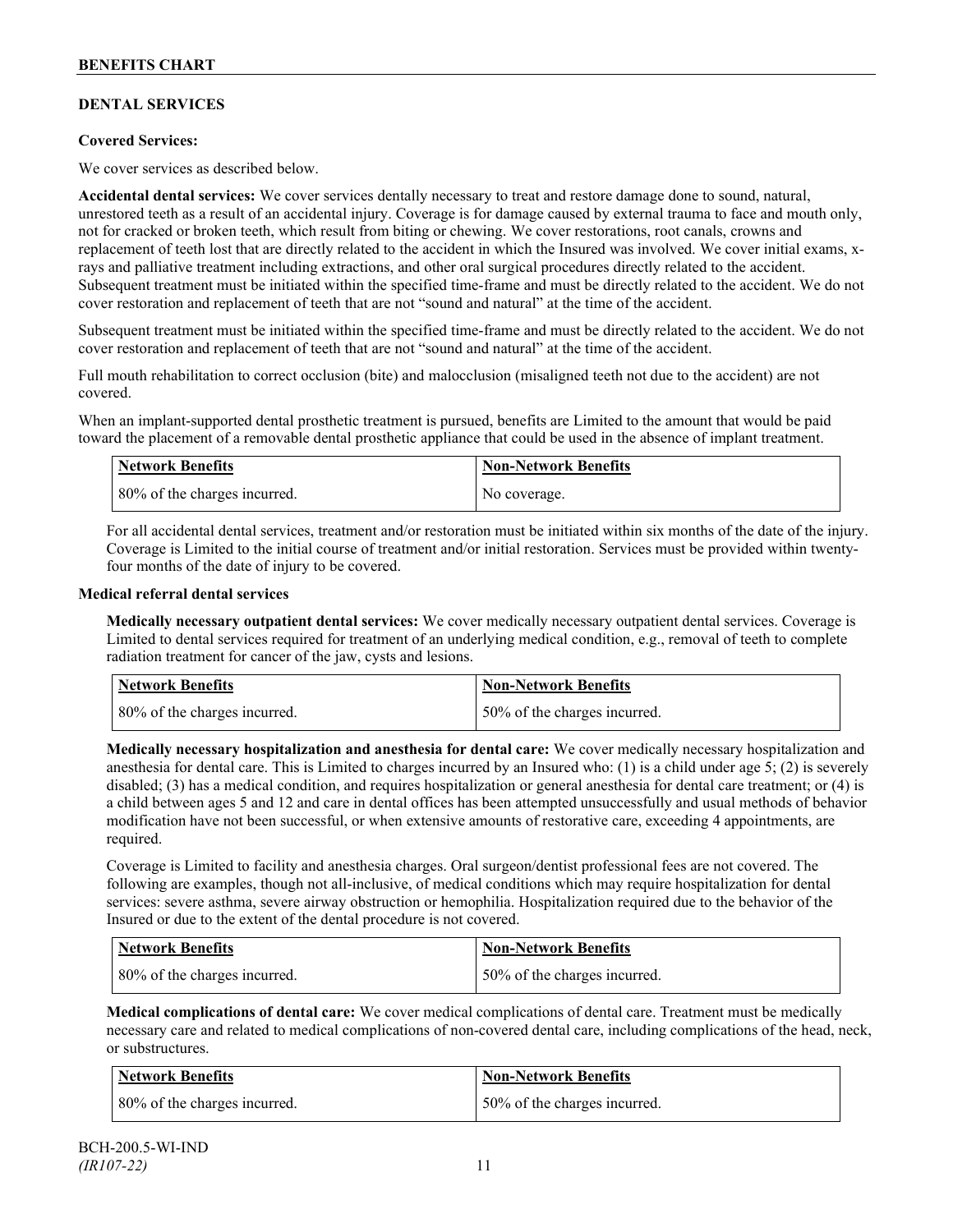**BENEFITS CHART**

## DENTAL SERVICES

**Covered Services:**

We cover services as described below.

**Accidental dental services:** We cover services dentally necessary to treat and restore damage done to sound, natural, unrestored teeth as a result of an accidental injury. Coverage is for damage caused by external trauma to face and mouth only, not for cracked or broken teeth, which result from biting or chewing. We cover restorations, root canals, crowns and replacement of teeth lost that are directly related to the accident in which the Insured was involved. We cover initial exams, x-rays and palliative treatment including extractions, and other oral surgical procedures directly related to the accident. Subsequent treatment must be initiated within the specified time-frame and must be directly related to the accident. We do not cover restoration and replacement of teeth that are not "sound and natural" at the time of the accident.

Subsequent treatment must be initiated within the specified time-frame and must be directly related to the accident. We do not cover restoration and replacement of teeth that are not "sound and natural" at the time of the accident.

Full mouth rehabilitation to correct occlusion (bite) and malocclusion (misaligned teeth not due to the accident) are not covered.

When an implant-supported dental prosthetic treatment is pursued, benefits are Limited to the amount that would be paid toward the placement of a removable dental prosthetic appliance that could be used in the absence of implant treatment.

| Network Benefits | Non-Network Benefits |
|---|---|
| 80% of the charges incurred. | No coverage. |

For all accidental dental services, treatment and/or restoration must be initiated within six months of the date of the injury. Coverage is Limited to the initial course of treatment and/or initial restoration. Services must be provided within twenty-four months of the date of injury to be covered.

**Medical referral dental services**

**Medically necessary outpatient dental services:** We cover medically necessary outpatient dental services. Coverage is Limited to dental services required for treatment of an underlying medical condition, e.g., removal of teeth to complete radiation treatment for cancer of the jaw, cysts and lesions.

| Network Benefits | Non-Network Benefits |
|---|---|
| 80% of the charges incurred. | 50% of the charges incurred. |

**Medically necessary hospitalization and anesthesia for dental care:** We cover medically necessary hospitalization and anesthesia for dental care. This is Limited to charges incurred by an Insured who: (1) is a child under age 5; (2) is severely disabled; (3) has a medical condition, and requires hospitalization or general anesthesia for dental care treatment; or (4) is a child between ages 5 and 12 and care in dental offices has been attempted unsuccessfully and usual methods of behavior modification have not been successful, or when extensive amounts of restorative care, exceeding 4 appointments, are required.

Coverage is Limited to facility and anesthesia charges. Oral surgeon/dentist professional fees are not covered. The following are examples, though not all-inclusive, of medical conditions which may require hospitalization for dental services: severe asthma, severe airway obstruction or hemophilia. Hospitalization required due to the behavior of the Insured or due to the extent of the dental procedure is not covered.

| Network Benefits | Non-Network Benefits |
|---|---|
| 80% of the charges incurred. | 50% of the charges incurred. |

**Medical complications of dental care:** We cover medical complications of dental care. Treatment must be medically necessary care and related to medical complications of non-covered dental care, including complications of the head, neck, or substructures.

| Network Benefits | Non-Network Benefits |
|---|---|
| 80% of the charges incurred. | 50% of the charges incurred. |

BCH-200.5-WI-IND
*(IR107-22)*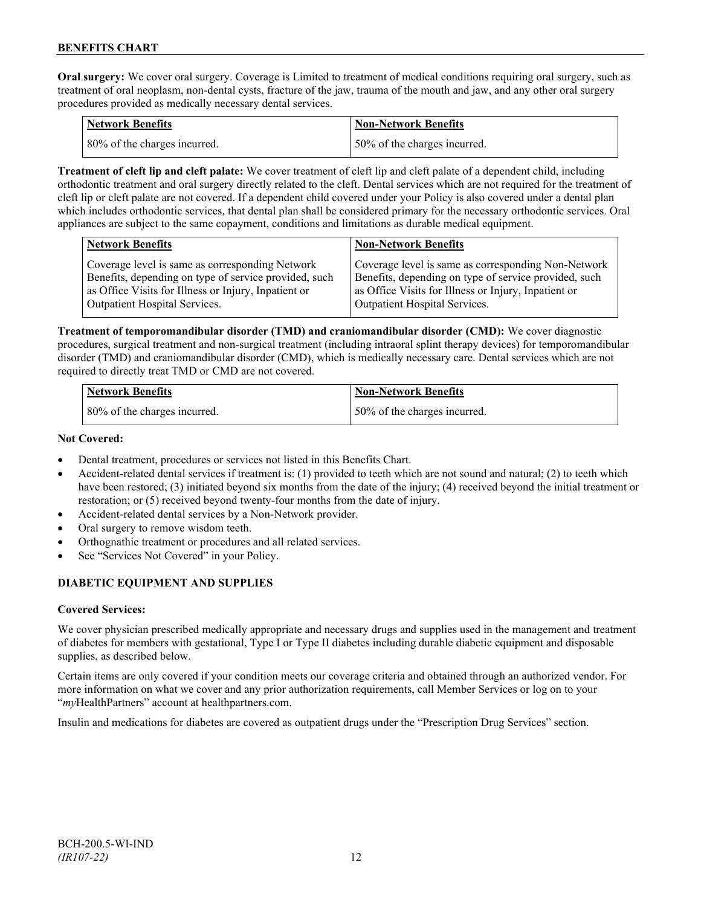**Oral surgery:** We cover oral surgery. Coverage is Limited to treatment of medical conditions requiring oral surgery, such as treatment of oral neoplasm, non-dental cysts, fracture of the jaw, trauma of the mouth and jaw, and any other oral surgery procedures provided as medically necessary dental services.

| Network Benefits | Non-Network Benefits |
| --- | --- |
| 80% of the charges incurred. | 50% of the charges incurred. |

**Treatment of cleft lip and cleft palate:** We cover treatment of cleft lip and cleft palate of a dependent child, including orthodontic treatment and oral surgery directly related to the cleft. Dental services which are not required for the treatment of cleft lip or cleft palate are not covered. If a dependent child covered under your Policy is also covered under a dental plan which includes orthodontic services, that dental plan shall be considered primary for the necessary orthodontic services. Oral appliances are subject to the same copayment, conditions and limitations as durable medical equipment.

| Network Benefits | Non-Network Benefits |
| --- | --- |
| Coverage level is same as corresponding Network Benefits, depending on type of service provided, such as Office Visits for Illness or Injury, Inpatient or Outpatient Hospital Services. | Coverage level is same as corresponding Non-Network Benefits, depending on type of service provided, such as Office Visits for Illness or Injury, Inpatient or Outpatient Hospital Services. |

**Treatment of temporomandibular disorder (TMD) and craniomandibular disorder (CMD):** We cover diagnostic procedures, surgical treatment and non-surgical treatment (including intraoral splint therapy devices) for temporomandibular disorder (TMD) and craniomandibular disorder (CMD), which is medically necessary care. Dental services which are not required to directly treat TMD or CMD are not covered.

| Network Benefits | Non-Network Benefits |
| --- | --- |
| 80% of the charges incurred. | 50% of the charges incurred. |

**Not Covered:**

- Dental treatment, procedures or services not listed in this Benefits Chart.
- Accident-related dental services if treatment is: (1) provided to teeth which are not sound and natural; (2) to teeth which have been restored; (3) initiated beyond six months from the date of the injury; (4) received beyond the initial treatment or restoration; or (5) received beyond twenty-four months from the date of injury.
- Accident-related dental services by a Non-Network provider.
- Oral surgery to remove wisdom teeth.
- Orthognathic treatment or procedures and all related services.
- See "Services Not Covered" in your Policy.

## DIABETIC EQUIPMENT AND SUPPLIES

**Covered Services:**

We cover physician prescribed medically appropriate and necessary drugs and supplies used in the management and treatment of diabetes for members with gestational, Type I or Type II diabetes including durable diabetic equipment and disposable supplies, as described below.

Certain items are only covered if your condition meets our coverage criteria and obtained through an authorized vendor. For more information on what we cover and any prior authorization requirements, call Member Services or log on to your "*my*HealthPartners" account at healthpartners.com.

Insulin and medications for diabetes are covered as outpatient drugs under the "Prescription Drug Services" section.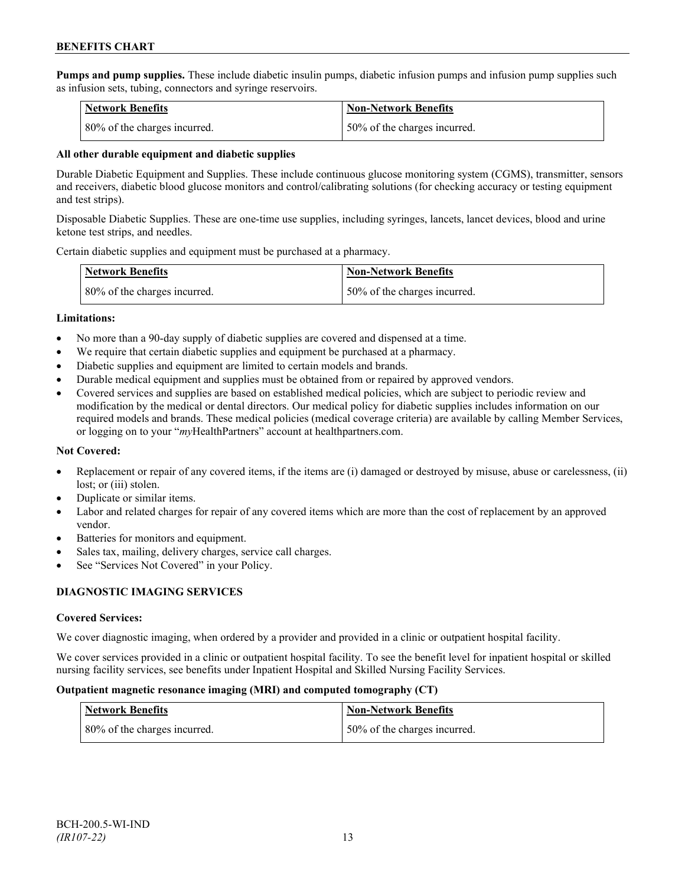**Pumps and pump supplies.** These include diabetic insulin pumps, diabetic infusion pumps and infusion pump supplies such as infusion sets, tubing, connectors and syringe reservoirs.

| Network Benefits | Non-Network Benefits |
| --- | --- |
| 80% of the charges incurred. | 50% of the charges incurred. |

**All other durable equipment and diabetic supplies**

Durable Diabetic Equipment and Supplies. These include continuous glucose monitoring system (CGMS), transmitter, sensors and receivers, diabetic blood glucose monitors and control/calibrating solutions (for checking accuracy or testing equipment and test strips).

Disposable Diabetic Supplies. These are one-time use supplies, including syringes, lancets, lancet devices, blood and urine ketone test strips, and needles.

Certain diabetic supplies and equipment must be purchased at a pharmacy.

| Network Benefits | Non-Network Benefits |
| --- | --- |
| 80% of the charges incurred. | 50% of the charges incurred. |

**Limitations:**

- No more than a 90-day supply of diabetic supplies are covered and dispensed at a time.
- We require that certain diabetic supplies and equipment be purchased at a pharmacy.
- Diabetic supplies and equipment are limited to certain models and brands.
- Durable medical equipment and supplies must be obtained from or repaired by approved vendors.
- Covered services and supplies are based on established medical policies, which are subject to periodic review and modification by the medical or dental directors. Our medical policy for diabetic supplies includes information on our required models and brands. These medical policies (medical coverage criteria) are available by calling Member Services, or logging on to your "*my*HealthPartners" account at healthpartners.com.

**Not Covered:**

- Replacement or repair of any covered items, if the items are (i) damaged or destroyed by misuse, abuse or carelessness, (ii) lost; or (iii) stolen.
- Duplicate or similar items.
- Labor and related charges for repair of any covered items which are more than the cost of replacement by an approved vendor.
- Batteries for monitors and equipment.
- Sales tax, mailing, delivery charges, service call charges.
- See "Services Not Covered" in your Policy.

**DIAGNOSTIC IMAGING SERVICES**

**Covered Services:**

We cover diagnostic imaging, when ordered by a provider and provided in a clinic or outpatient hospital facility.

We cover services provided in a clinic or outpatient hospital facility. To see the benefit level for inpatient hospital or skilled nursing facility services, see benefits under Inpatient Hospital and Skilled Nursing Facility Services.

**Outpatient magnetic resonance imaging (MRI) and computed tomography (CT)**

| Network Benefits | Non-Network Benefits |
| --- | --- |
| 80% of the charges incurred. | 50% of the charges incurred. |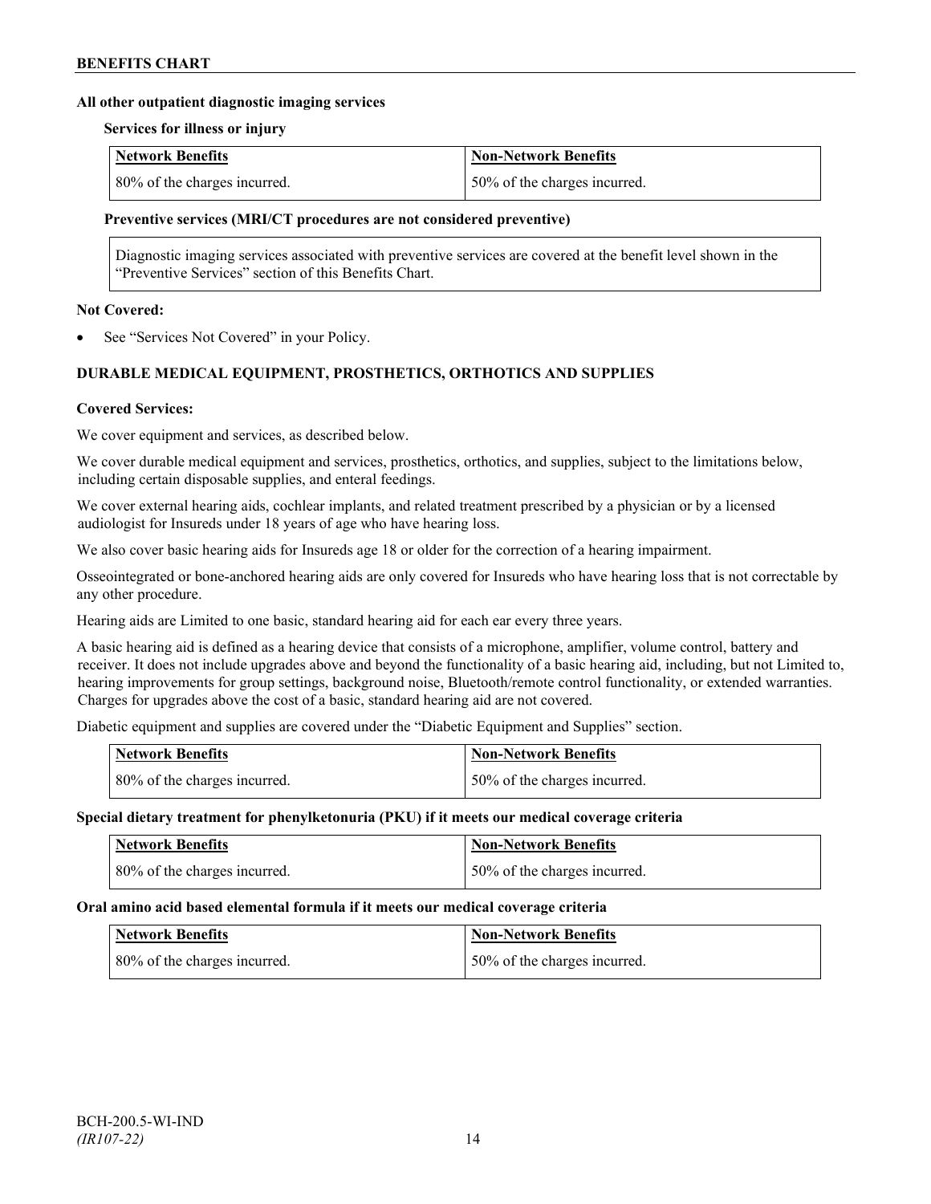**All other outpatient diagnostic imaging services**

**Services for illness or injury**

| Network Benefits | Non-Network Benefits |
|---|---|
| 80% of the charges incurred. | 50% of the charges incurred. |

**Preventive services (MRI/CT procedures are not considered preventive)**

Diagnostic imaging services associated with preventive services are covered at the benefit level shown in the "Preventive Services" section of this Benefits Chart.

**Not Covered:**

- See "Services Not Covered" in your Policy.

**DURABLE MEDICAL EQUIPMENT, PROSTHETICS, ORTHOTICS AND SUPPLIES**

**Covered Services:**

We cover equipment and services, as described below.

We cover durable medical equipment and services, prosthetics, orthotics, and supplies, subject to the limitations below, including certain disposable supplies, and enteral feedings.

We cover external hearing aids, cochlear implants, and related treatment prescribed by a physician or by a licensed audiologist for Insureds under 18 years of age who have hearing loss.

We also cover basic hearing aids for Insureds age 18 or older for the correction of a hearing impairment.

Osseointegrated or bone-anchored hearing aids are only covered for Insureds who have hearing loss that is not correctable by any other procedure.

Hearing aids are Limited to one basic, standard hearing aid for each ear every three years.

A basic hearing aid is defined as a hearing device that consists of a microphone, amplifier, volume control, battery and receiver. It does not include upgrades above and beyond the functionality of a basic hearing aid, including, but not Limited to, hearing improvements for group settings, background noise, Bluetooth/remote control functionality, or extended warranties. Charges for upgrades above the cost of a basic, standard hearing aid are not covered.

Diabetic equipment and supplies are covered under the "Diabetic Equipment and Supplies" section.

| Network Benefits | Non-Network Benefits |
|---|---|
| 80% of the charges incurred. | 50% of the charges incurred. |

**Special dietary treatment for phenylketonuria (PKU) if it meets our medical coverage criteria**

| Network Benefits | Non-Network Benefits |
|---|---|
| 80% of the charges incurred. | 50% of the charges incurred. |

**Oral amino acid based elemental formula if it meets our medical coverage criteria**

| Network Benefits | Non-Network Benefits |
|---|---|
| 80% of the charges incurred. | 50% of the charges incurred. |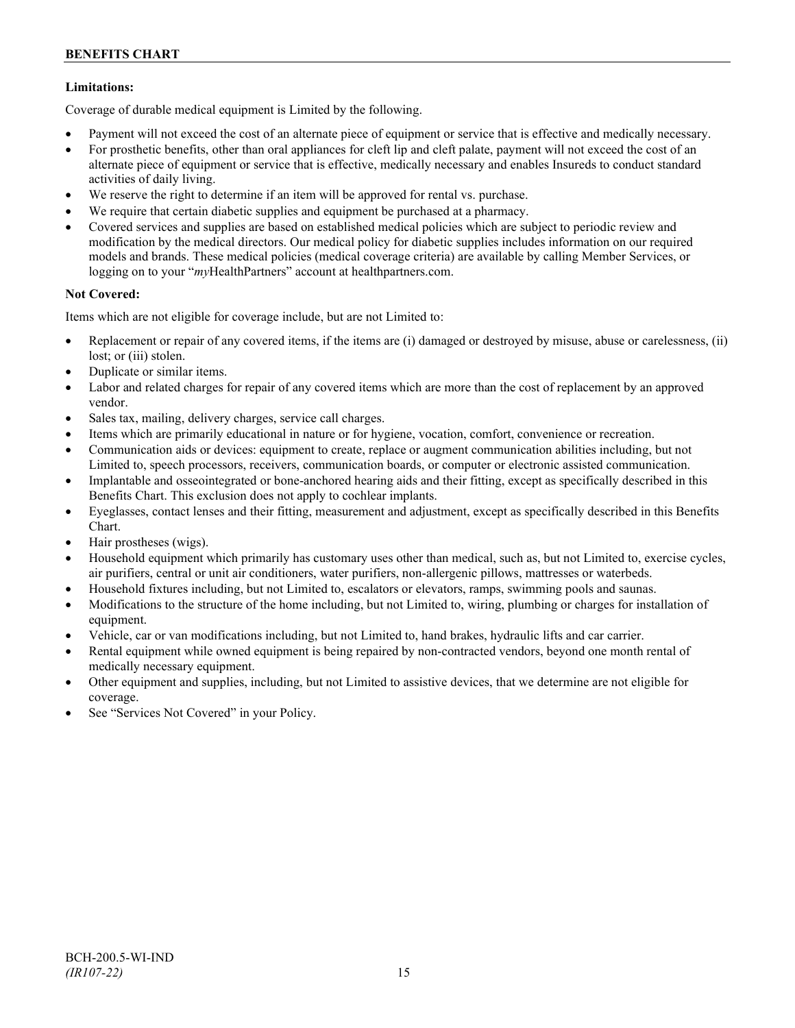**Limitations:**

Coverage of durable medical equipment is Limited by the following.

- Payment will not exceed the cost of an alternate piece of equipment or service that is effective and medically necessary.
- For prosthetic benefits, other than oral appliances for cleft lip and cleft palate, payment will not exceed the cost of an alternate piece of equipment or service that is effective, medically necessary and enables Insureds to conduct standard activities of daily living.
- We reserve the right to determine if an item will be approved for rental vs. purchase.
- We require that certain diabetic supplies and equipment be purchased at a pharmacy.
- Covered services and supplies are based on established medical policies which are subject to periodic review and modification by the medical directors. Our medical policy for diabetic supplies includes information on our required models and brands. These medical policies (medical coverage criteria) are available by calling Member Services, or logging on to your "*my*HealthPartners" account at healthpartners.com.

**Not Covered:**

Items which are not eligible for coverage include, but are not Limited to:

- Replacement or repair of any covered items, if the items are (i) damaged or destroyed by misuse, abuse or carelessness, (ii) lost; or (iii) stolen.
- Duplicate or similar items.
- Labor and related charges for repair of any covered items which are more than the cost of replacement by an approved vendor.
- Sales tax, mailing, delivery charges, service call charges.
- Items which are primarily educational in nature or for hygiene, vocation, comfort, convenience or recreation.
- Communication aids or devices: equipment to create, replace or augment communication abilities including, but not Limited to, speech processors, receivers, communication boards, or computer or electronic assisted communication.
- Implantable and osseointegrated or bone-anchored hearing aids and their fitting, except as specifically described in this Benefits Chart. This exclusion does not apply to cochlear implants.
- Eyeglasses, contact lenses and their fitting, measurement and adjustment, except as specifically described in this Benefits Chart.
- Hair prostheses (wigs).
- Household equipment which primarily has customary uses other than medical, such as, but not Limited to, exercise cycles, air purifiers, central or unit air conditioners, water purifiers, non-allergenic pillows, mattresses or waterbeds.
- Household fixtures including, but not Limited to, escalators or elevators, ramps, swimming pools and saunas.
- Modifications to the structure of the home including, but not Limited to, wiring, plumbing or charges for installation of equipment.
- Vehicle, car or van modifications including, but not Limited to, hand brakes, hydraulic lifts and car carrier.
- Rental equipment while owned equipment is being repaired by non-contracted vendors, beyond one month rental of medically necessary equipment.
- Other equipment and supplies, including, but not Limited to assistive devices, that we determine are not eligible for coverage.
- See "Services Not Covered" in your Policy.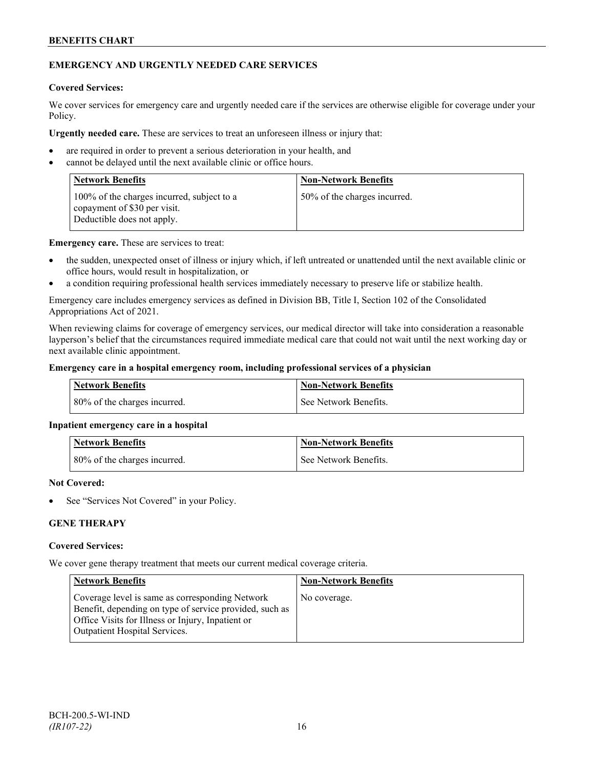## EMERGENCY AND URGENTLY NEEDED CARE SERVICES

**Covered Services:**

We cover services for emergency care and urgently needed care if the services are otherwise eligible for coverage under your Policy.

**Urgently needed care.** These are services to treat an unforeseen illness or injury that:

- are required in order to prevent a serious deterioration in your health, and
- cannot be delayed until the next available clinic or office hours.

| Network Benefits | Non-Network Benefits |
|---|---|
| 100% of the charges incurred, subject to a copayment of $30 per visit. Deductible does not apply. | 50% of the charges incurred. |

**Emergency care.** These are services to treat:

- the sudden, unexpected onset of illness or injury which, if left untreated or unattended until the next available clinic or office hours, would result in hospitalization, or
- a condition requiring professional health services immediately necessary to preserve life or stabilize health.

Emergency care includes emergency services as defined in Division BB, Title I, Section 102 of the Consolidated Appropriations Act of 2021.

When reviewing claims for coverage of emergency services, our medical director will take into consideration a reasonable layperson's belief that the circumstances required immediate medical care that could not wait until the next working day or next available clinic appointment.

**Emergency care in a hospital emergency room, including professional services of a physician**

| Network Benefits | Non-Network Benefits |
|---|---|
| 80% of the charges incurred. | See Network Benefits. |

**Inpatient emergency care in a hospital**

| Network Benefits | Non-Network Benefits |
|---|---|
| 80% of the charges incurred. | See Network Benefits. |

**Not Covered:**

- See "Services Not Covered" in your Policy.

## GENE THERAPY

**Covered Services:**

We cover gene therapy treatment that meets our current medical coverage criteria.

| Network Benefits | Non-Network Benefits |
|---|---|
| Coverage level is same as corresponding Network Benefit, depending on type of service provided, such as Office Visits for Illness or Injury, Inpatient or Outpatient Hospital Services. | No coverage. |

BCH-200.5-WI-IND
*(IR107-22)*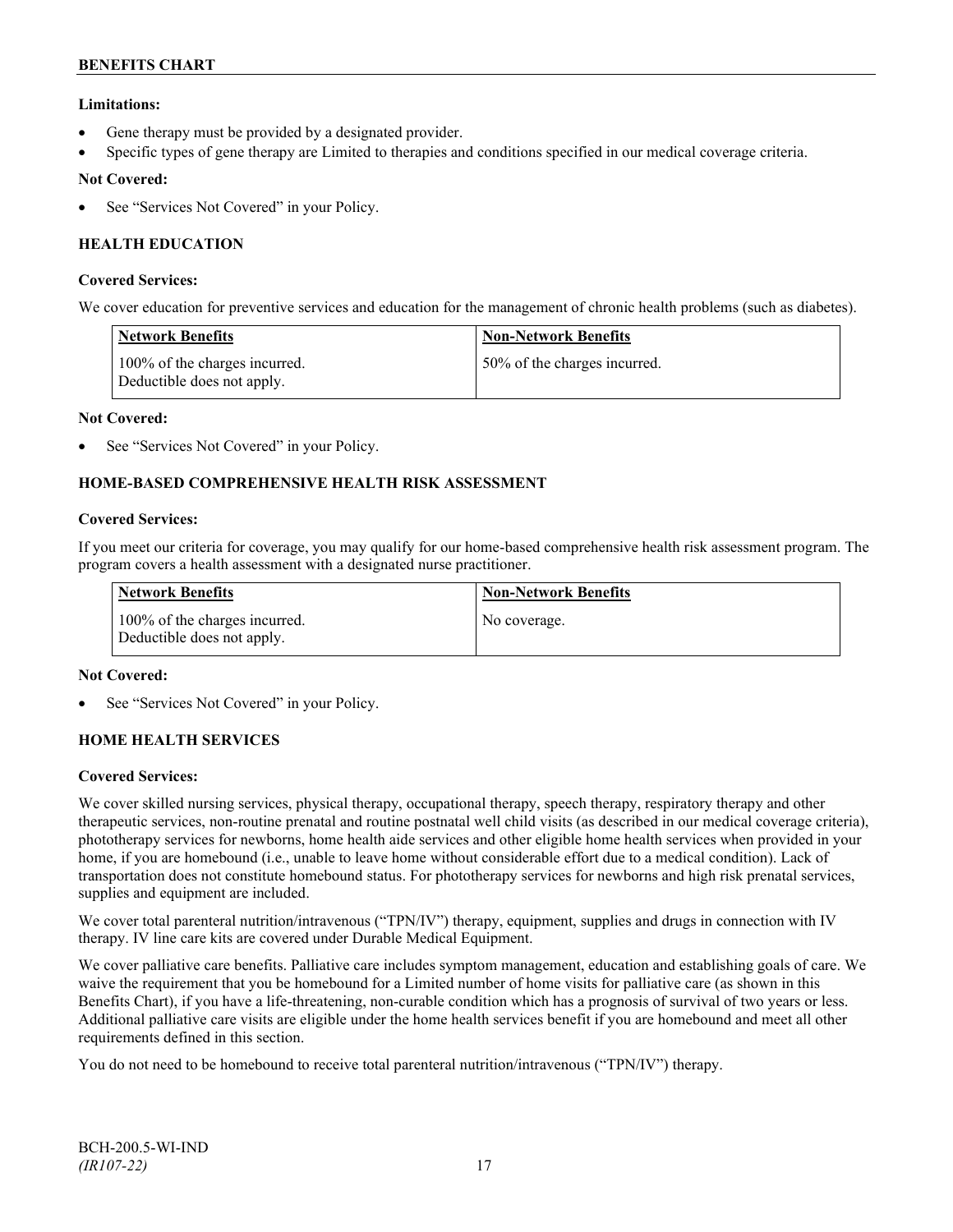**Limitations:**

- Gene therapy must be provided by a designated provider.
- Specific types of gene therapy are Limited to therapies and conditions specified in our medical coverage criteria.

**Not Covered:**

- See "Services Not Covered" in your Policy.

### HEALTH EDUCATION

**Covered Services:**

We cover education for preventive services and education for the management of chronic health problems (such as diabetes).

| Network Benefits | Non-Network Benefits |
|---|---|
| 100% of the charges incurred. Deductible does not apply. | 50% of the charges incurred. |

**Not Covered:**

- See "Services Not Covered" in your Policy.

### HOME-BASED COMPREHENSIVE HEALTH RISK ASSESSMENT

**Covered Services:**

If you meet our criteria for coverage, you may qualify for our home-based comprehensive health risk assessment program. The program covers a health assessment with a designated nurse practitioner.

| Network Benefits | Non-Network Benefits |
|---|---|
| 100% of the charges incurred. Deductible does not apply. | No coverage. |

**Not Covered:**

- See "Services Not Covered" in your Policy.

### HOME HEALTH SERVICES

**Covered Services:**

We cover skilled nursing services, physical therapy, occupational therapy, speech therapy, respiratory therapy and other therapeutic services, non-routine prenatal and routine postnatal well child visits (as described in our medical coverage criteria), phototherapy services for newborns, home health aide services and other eligible home health services when provided in your home, if you are homebound (i.e., unable to leave home without considerable effort due to a medical condition). Lack of transportation does not constitute homebound status. For phototherapy services for newborns and high risk prenatal services, supplies and equipment are included.

We cover total parenteral nutrition/intravenous ("TPN/IV") therapy, equipment, supplies and drugs in connection with IV therapy. IV line care kits are covered under Durable Medical Equipment.

We cover palliative care benefits. Palliative care includes symptom management, education and establishing goals of care. We waive the requirement that you be homebound for a Limited number of home visits for palliative care (as shown in this Benefits Chart), if you have a life-threatening, non-curable condition which has a prognosis of survival of two years or less. Additional palliative care visits are eligible under the home health services benefit if you are homebound and meet all other requirements defined in this section.

You do not need to be homebound to receive total parenteral nutrition/intravenous ("TPN/IV") therapy.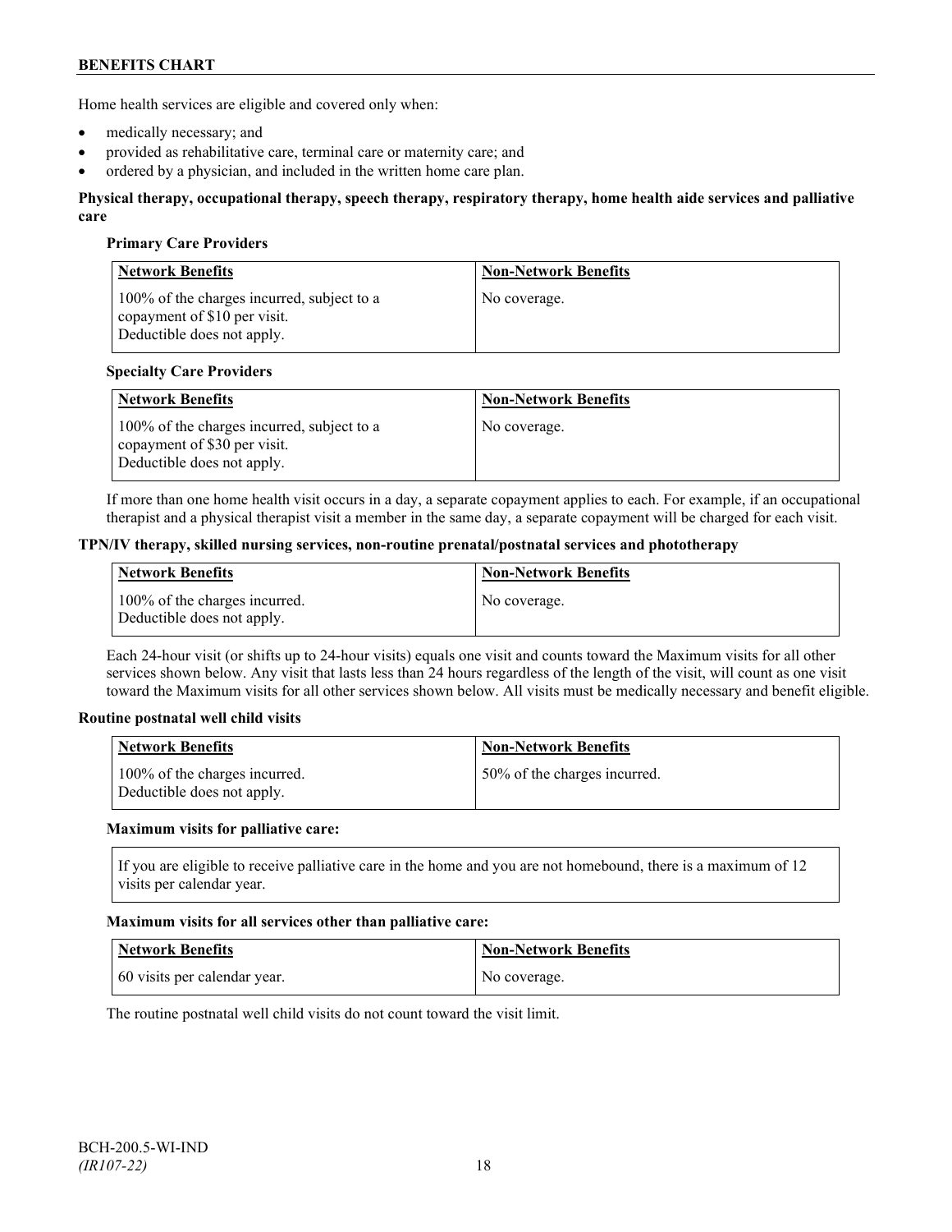Home health services are eligible and covered only when:

- medically necessary; and
- provided as rehabilitative care, terminal care or maternity care; and
- ordered by a physician, and included in the written home care plan.

**Physical therapy, occupational therapy, speech therapy, respiratory therapy, home health aide services and palliative care**

**Primary Care Providers**

| Network Benefits | Non-Network Benefits |
|---|---|
| 100% of the charges incurred, subject to a copayment of $10 per visit. Deductible does not apply. | No coverage. |

**Specialty Care Providers**

| Network Benefits | Non-Network Benefits |
|---|---|
| 100% of the charges incurred, subject to a copayment of $30 per visit. Deductible does not apply. | No coverage. |

If more than one home health visit occurs in a day, a separate copayment applies to each. For example, if an occupational therapist and a physical therapist visit a member in the same day, a separate copayment will be charged for each visit.

**TPN/IV therapy, skilled nursing services, non-routine prenatal/postnatal services and phototherapy**

| Network Benefits | Non-Network Benefits |
|---|---|
| 100% of the charges incurred. Deductible does not apply. | No coverage. |

Each 24-hour visit (or shifts up to 24-hour visits) equals one visit and counts toward the Maximum visits for all other services shown below. Any visit that lasts less than 24 hours regardless of the length of the visit, will count as one visit toward the Maximum visits for all other services shown below. All visits must be medically necessary and benefit eligible.

**Routine postnatal well child visits**

| Network Benefits | Non-Network Benefits |
|---|---|
| 100% of the charges incurred. Deductible does not apply. | 50% of the charges incurred. |

**Maximum visits for palliative care:**

If you are eligible to receive palliative care in the home and you are not homebound, there is a maximum of 12 visits per calendar year.

**Maximum visits for all services other than palliative care:**

| Network Benefits | Non-Network Benefits |
|---|---|
| 60 visits per calendar year. | No coverage. |

The routine postnatal well child visits do not count toward the visit limit.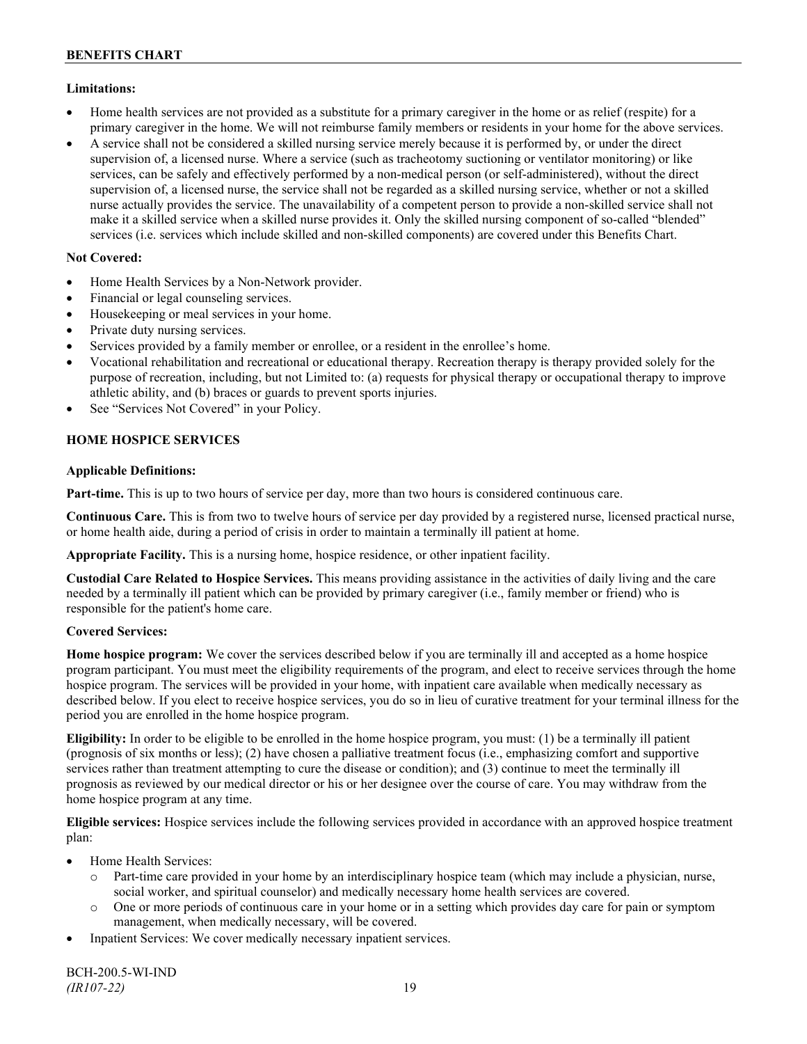**Limitations:**

- Home health services are not provided as a substitute for a primary caregiver in the home or as relief (respite) for a primary caregiver in the home. We will not reimburse family members or residents in your home for the above services.
- A service shall not be considered a skilled nursing service merely because it is performed by, or under the direct supervision of, a licensed nurse. Where a service (such as tracheotomy suctioning or ventilator monitoring) or like services, can be safely and effectively performed by a non-medical person (or self-administered), without the direct supervision of, a licensed nurse, the service shall not be regarded as a skilled nursing service, whether or not a skilled nurse actually provides the service. The unavailability of a competent person to provide a non-skilled service shall not make it a skilled service when a skilled nurse provides it. Only the skilled nursing component of so-called "blended" services (i.e. services which include skilled and non-skilled components) are covered under this Benefits Chart.

**Not Covered:**

- Home Health Services by a Non-Network provider.
- Financial or legal counseling services.
- Housekeeping or meal services in your home.
- Private duty nursing services.
- Services provided by a family member or enrollee, or a resident in the enrollee's home.
- Vocational rehabilitation and recreational or educational therapy. Recreation therapy is therapy provided solely for the purpose of recreation, including, but not Limited to: (a) requests for physical therapy or occupational therapy to improve athletic ability, and (b) braces or guards to prevent sports injuries.
- See "Services Not Covered" in your Policy.

**HOME HOSPICE SERVICES**

**Applicable Definitions:**

**Part-time.** This is up to two hours of service per day, more than two hours is considered continuous care.

**Continuous Care.** This is from two to twelve hours of service per day provided by a registered nurse, licensed practical nurse, or home health aide, during a period of crisis in order to maintain a terminally ill patient at home.

**Appropriate Facility.** This is a nursing home, hospice residence, or other inpatient facility.

**Custodial Care Related to Hospice Services.** This means providing assistance in the activities of daily living and the care needed by a terminally ill patient which can be provided by primary caregiver (i.e., family member or friend) who is responsible for the patient's home care.

**Covered Services:**

**Home hospice program:** We cover the services described below if you are terminally ill and accepted as a home hospice program participant. You must meet the eligibility requirements of the program, and elect to receive services through the home hospice program. The services will be provided in your home, with inpatient care available when medically necessary as described below. If you elect to receive hospice services, you do so in lieu of curative treatment for your terminal illness for the period you are enrolled in the home hospice program.

**Eligibility:** In order to be eligible to be enrolled in the home hospice program, you must: (1) be a terminally ill patient (prognosis of six months or less); (2) have chosen a palliative treatment focus (i.e., emphasizing comfort and supportive services rather than treatment attempting to cure the disease or condition); and (3) continue to meet the terminally ill prognosis as reviewed by our medical director or his or her designee over the course of care. You may withdraw from the home hospice program at any time.

**Eligible services:** Hospice services include the following services provided in accordance with an approved hospice treatment plan:

- Home Health Services:
  - Part-time care provided in your home by an interdisciplinary hospice team (which may include a physician, nurse, social worker, and spiritual counselor) and medically necessary home health services are covered.
  - One or more periods of continuous care in your home or in a setting which provides day care for pain or symptom management, when medically necessary, will be covered.
- Inpatient Services: We cover medically necessary inpatient services.

BCH-200.5-WI-IND
*(IR107-22)*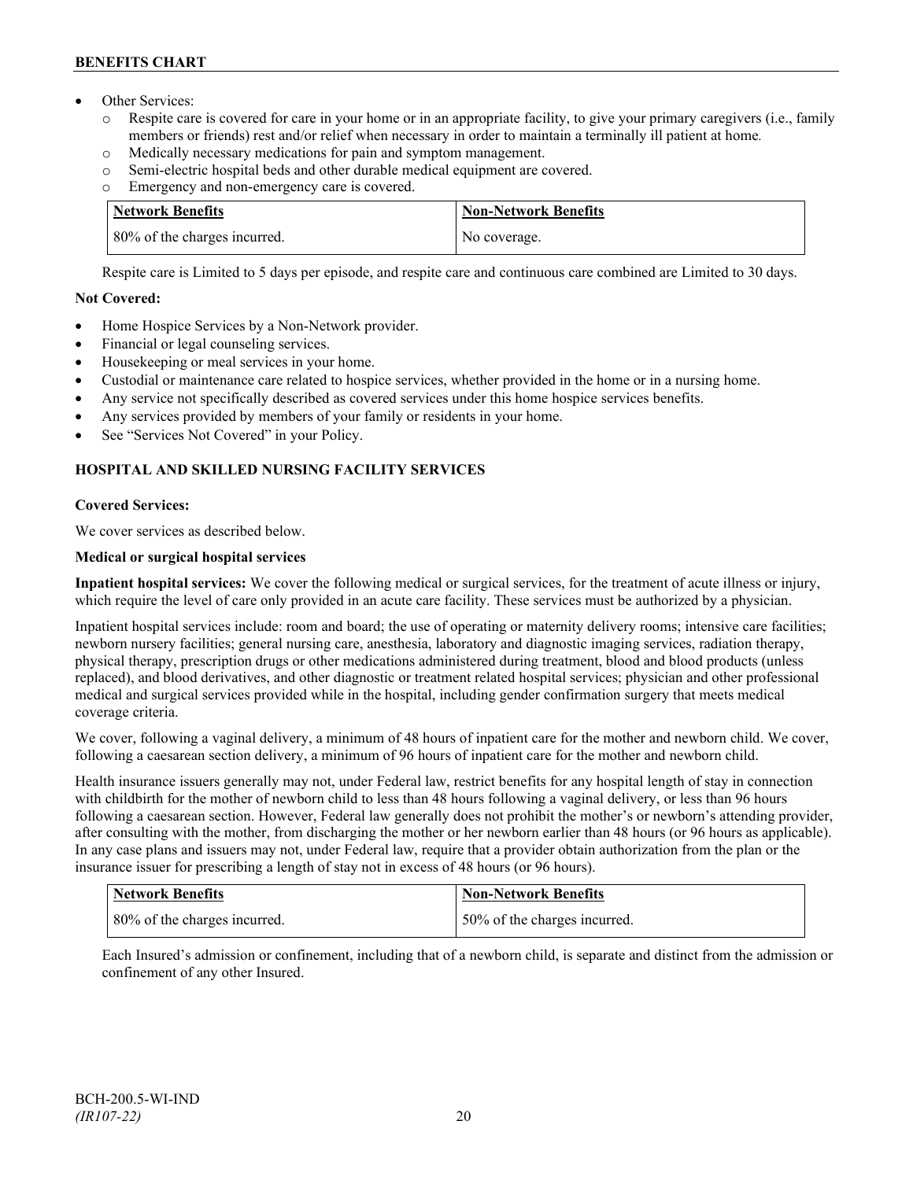- Other Services:
  - Respite care is covered for care in your home or in an appropriate facility, to give your primary caregivers (i.e., family members or friends) rest and/or relief when necessary in order to maintain a terminally ill patient at home.
  - Medically necessary medications for pain and symptom management.
  - Semi-electric hospital beds and other durable medical equipment are covered.
  - Emergency and non-emergency care is covered.

| Network Benefits | Non-Network Benefits |
| --- | --- |
| 80% of the charges incurred. | No coverage. |

Respite care is Limited to 5 days per episode, and respite care and continuous care combined are Limited to 30 days.

**Not Covered:**

- Home Hospice Services by a Non-Network provider.
- Financial or legal counseling services.
- Housekeeping or meal services in your home.
- Custodial or maintenance care related to hospice services, whether provided in the home or in a nursing home.
- Any service not specifically described as covered services under this home hospice services benefits.
- Any services provided by members of your family or residents in your home.
- See "Services Not Covered" in your Policy.

## HOSPITAL AND SKILLED NURSING FACILITY SERVICES

**Covered Services:**

We cover services as described below.

**Medical or surgical hospital services**

**Inpatient hospital services:** We cover the following medical or surgical services, for the treatment of acute illness or injury, which require the level of care only provided in an acute care facility. These services must be authorized by a physician.

Inpatient hospital services include: room and board; the use of operating or maternity delivery rooms; intensive care facilities; newborn nursery facilities; general nursing care, anesthesia, laboratory and diagnostic imaging services, radiation therapy, physical therapy, prescription drugs or other medications administered during treatment, blood and blood products (unless replaced), and blood derivatives, and other diagnostic or treatment related hospital services; physician and other professional medical and surgical services provided while in the hospital, including gender confirmation surgery that meets medical coverage criteria.

We cover, following a vaginal delivery, a minimum of 48 hours of inpatient care for the mother and newborn child. We cover, following a caesarean section delivery, a minimum of 96 hours of inpatient care for the mother and newborn child.

Health insurance issuers generally may not, under Federal law, restrict benefits for any hospital length of stay in connection with childbirth for the mother of newborn child to less than 48 hours following a vaginal delivery, or less than 96 hours following a caesarean section. However, Federal law generally does not prohibit the mother's or newborn's attending provider, after consulting with the mother, from discharging the mother or her newborn earlier than 48 hours (or 96 hours as applicable). In any case plans and issuers may not, under Federal law, require that a provider obtain authorization from the plan or the insurance issuer for prescribing a length of stay not in excess of 48 hours (or 96 hours).

| Network Benefits | Non-Network Benefits |
| --- | --- |
| 80% of the charges incurred. | 50% of the charges incurred. |

Each Insured's admission or confinement, including that of a newborn child, is separate and distinct from the admission or confinement of any other Insured.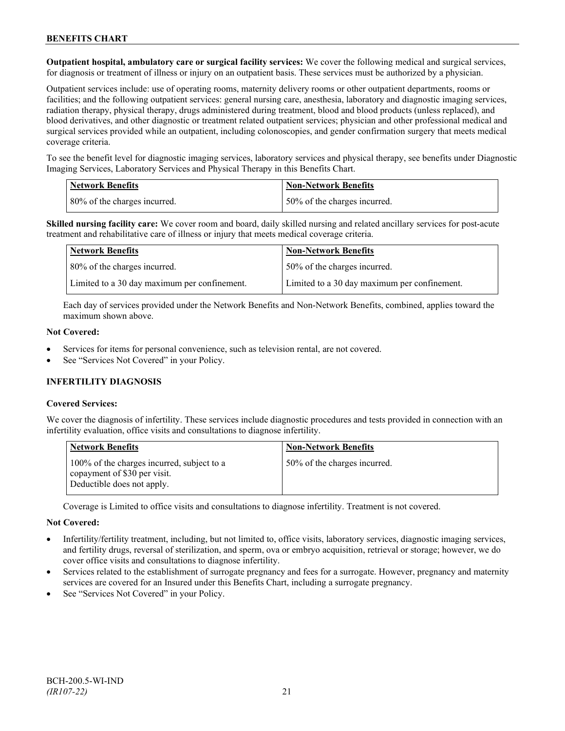**Outpatient hospital, ambulatory care or surgical facility services:** We cover the following medical and surgical services, for diagnosis or treatment of illness or injury on an outpatient basis. These services must be authorized by a physician.

Outpatient services include: use of operating rooms, maternity delivery rooms or other outpatient departments, rooms or facilities; and the following outpatient services: general nursing care, anesthesia, laboratory and diagnostic imaging services, radiation therapy, physical therapy, drugs administered during treatment, blood and blood products (unless replaced), and blood derivatives, and other diagnostic or treatment related outpatient services; physician and other professional medical and surgical services provided while an outpatient, including colonoscopies, and gender confirmation surgery that meets medical coverage criteria.

To see the benefit level for diagnostic imaging services, laboratory services and physical therapy, see benefits under Diagnostic Imaging Services, Laboratory Services and Physical Therapy in this Benefits Chart.

| Network Benefits | Non-Network Benefits |
|---|---|
| 80% of the charges incurred. | 50% of the charges incurred. |

**Skilled nursing facility care:** We cover room and board, daily skilled nursing and related ancillary services for post-acute treatment and rehabilitative care of illness or injury that meets medical coverage criteria.

| Network Benefits | Non-Network Benefits |
|---|---|
| 80% of the charges incurred. | 50% of the charges incurred. |
| Limited to a 30 day maximum per confinement. | Limited to a 30 day maximum per confinement. |

Each day of services provided under the Network Benefits and Non-Network Benefits, combined, applies toward the maximum shown above.

**Not Covered:**

- Services for items for personal convenience, such as television rental, are not covered.
- See "Services Not Covered" in your Policy.

### INFERTILITY DIAGNOSIS

**Covered Services:**

We cover the diagnosis of infertility. These services include diagnostic procedures and tests provided in connection with an infertility evaluation, office visits and consultations to diagnose infertility.

| Network Benefits | Non-Network Benefits |
|---|---|
| 100% of the charges incurred, subject to a copayment of $30 per visit. Deductible does not apply. | 50% of the charges incurred. |

Coverage is Limited to office visits and consultations to diagnose infertility. Treatment is not covered.

**Not Covered:**

- Infertility/fertility treatment, including, but not limited to, office visits, laboratory services, diagnostic imaging services, and fertility drugs, reversal of sterilization, and sperm, ova or embryo acquisition, retrieval or storage; however, we do cover office visits and consultations to diagnose infertility.
- Services related to the establishment of surrogate pregnancy and fees for a surrogate. However, pregnancy and maternity services are covered for an Insured under this Benefits Chart, including a surrogate pregnancy.
- See "Services Not Covered" in your Policy.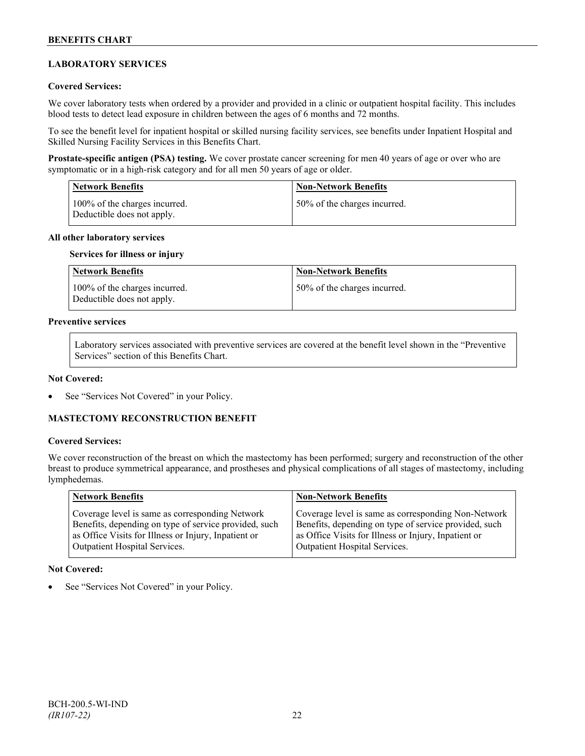## LABORATORY SERVICES

**Covered Services:**

We cover laboratory tests when ordered by a provider and provided in a clinic or outpatient hospital facility. This includes blood tests to detect lead exposure in children between the ages of 6 months and 72 months.

To see the benefit level for inpatient hospital or skilled nursing facility services, see benefits under Inpatient Hospital and Skilled Nursing Facility Services in this Benefits Chart.

**Prostate-specific antigen (PSA) testing.** We cover prostate cancer screening for men 40 years of age or over who are symptomatic or in a high-risk category and for all men 50 years of age or older.

| Network Benefits | Non-Network Benefits |
|---|---|
| 100% of the charges incurred. Deductible does not apply. | 50% of the charges incurred. |

**All other laboratory services**

**Services for illness or injury**

| Network Benefits | Non-Network Benefits |
|---|---|
| 100% of the charges incurred. Deductible does not apply. | 50% of the charges incurred. |

**Preventive services**

Laboratory services associated with preventive services are covered at the benefit level shown in the "Preventive Services" section of this Benefits Chart.

**Not Covered:**

- See "Services Not Covered" in your Policy.

## MASTECTOMY RECONSTRUCTION BENEFIT

**Covered Services:**

We cover reconstruction of the breast on which the mastectomy has been performed; surgery and reconstruction of the other breast to produce symmetrical appearance, and prostheses and physical complications of all stages of mastectomy, including lymphedemas.

| Network Benefits | Non-Network Benefits |
|---|---|
| Coverage level is same as corresponding Network Benefits, depending on type of service provided, such as Office Visits for Illness or Injury, Inpatient or Outpatient Hospital Services. | Coverage level is same as corresponding Non-Network Benefits, depending on type of service provided, such as Office Visits for Illness or Injury, Inpatient or Outpatient Hospital Services. |

**Not Covered:**

- See "Services Not Covered" in your Policy.

BCH-200.5-WI-IND
*(IR107-22)*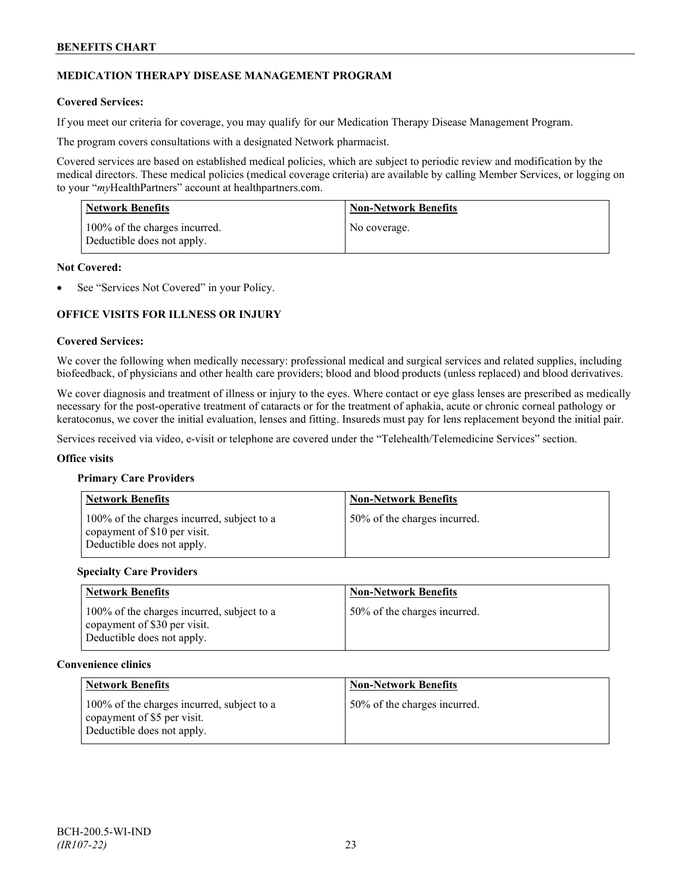## MEDICATION THERAPY DISEASE MANAGEMENT PROGRAM

**Covered Services:**

If you meet our criteria for coverage, you may qualify for our Medication Therapy Disease Management Program.

The program covers consultations with a designated Network pharmacist.

Covered services are based on established medical policies, which are subject to periodic review and modification by the medical directors. These medical policies (medical coverage criteria) are available by calling Member Services, or logging on to your "*my*HealthPartners" account at healthpartners.com.

| Network Benefits | Non-Network Benefits |
|---|---|
| 100% of the charges incurred. Deductible does not apply. | No coverage. |

**Not Covered:**

- See "Services Not Covered" in your Policy.

## OFFICE VISITS FOR ILLNESS OR INJURY

**Covered Services:**

We cover the following when medically necessary: professional medical and surgical services and related supplies, including biofeedback, of physicians and other health care providers; blood and blood products (unless replaced) and blood derivatives.

We cover diagnosis and treatment of illness or injury to the eyes. Where contact or eye glass lenses are prescribed as medically necessary for the post-operative treatment of cataracts or for the treatment of aphakia, acute or chronic corneal pathology or keratoconus, we cover the initial evaluation, lenses and fitting. Insureds must pay for lens replacement beyond the initial pair.

Services received via video, e-visit or telephone are covered under the "Telehealth/Telemedicine Services" section.

**Office visits**

**Primary Care Providers**

| Network Benefits | Non-Network Benefits |
|---|---|
| 100% of the charges incurred, subject to a copayment of $10 per visit. Deductible does not apply. | 50% of the charges incurred. |

**Specialty Care Providers**

| Network Benefits | Non-Network Benefits |
|---|---|
| 100% of the charges incurred, subject to a copayment of $30 per visit. Deductible does not apply. | 50% of the charges incurred. |

**Convenience clinics**

| Network Benefits | Non-Network Benefits |
|---|---|
| 100% of the charges incurred, subject to a copayment of $5 per visit. Deductible does not apply. | 50% of the charges incurred. |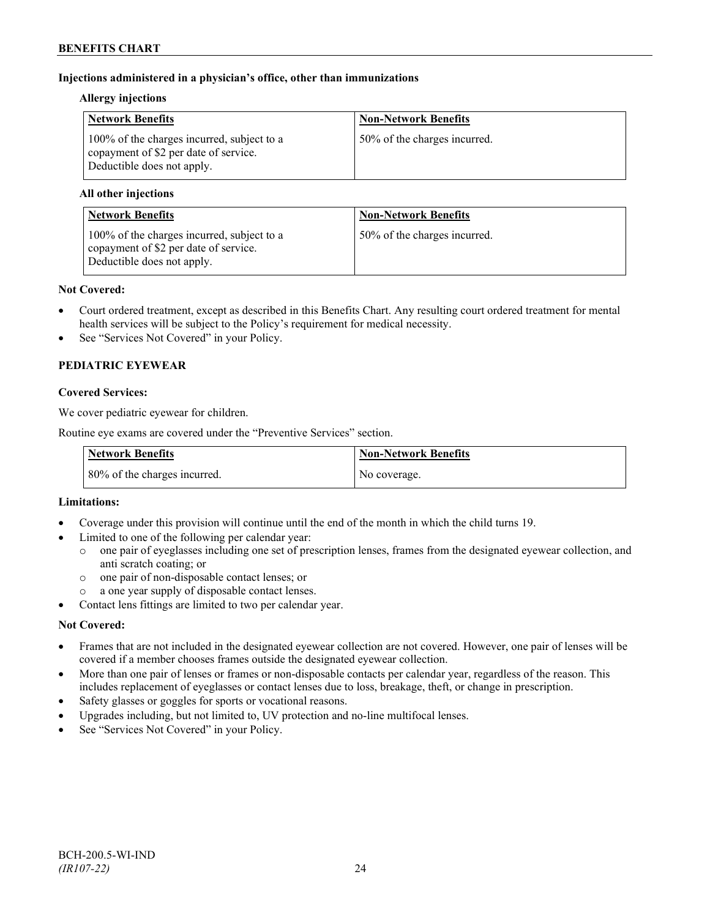**Injections administered in a physician's office, other than immunizations**

**Allergy injections**

| Network Benefits | Non-Network Benefits |
|---|---|
| 100% of the charges incurred, subject to a copayment of $2 per date of service. Deductible does not apply. | 50% of the charges incurred. |

**All other injections**

| Network Benefits | Non-Network Benefits |
|---|---|
| 100% of the charges incurred, subject to a copayment of $2 per date of service. Deductible does not apply. | 50% of the charges incurred. |

**Not Covered:**

- Court ordered treatment, except as described in this Benefits Chart. Any resulting court ordered treatment for mental health services will be subject to the Policy's requirement for medical necessity.
- See "Services Not Covered" in your Policy.

**PEDIATRIC EYEWEAR**

**Covered Services:**

We cover pediatric eyewear for children.

Routine eye exams are covered under the "Preventive Services" section.

| Network Benefits | Non-Network Benefits |
|---|---|
| 80% of the charges incurred. | No coverage. |

**Limitations:**

- Coverage under this provision will continue until the end of the month in which the child turns 19.
- Limited to one of the following per calendar year:
  - one pair of eyeglasses including one set of prescription lenses, frames from the designated eyewear collection, and anti scratch coating; or
  - one pair of non-disposable contact lenses; or
  - a one year supply of disposable contact lenses.
- Contact lens fittings are limited to two per calendar year.

**Not Covered:**

- Frames that are not included in the designated eyewear collection are not covered. However, one pair of lenses will be covered if a member chooses frames outside the designated eyewear collection.
- More than one pair of lenses or frames or non-disposable contacts per calendar year, regardless of the reason. This includes replacement of eyeglasses or contact lenses due to loss, breakage, theft, or change in prescription.
- Safety glasses or goggles for sports or vocational reasons.
- Upgrades including, but not limited to, UV protection and no-line multifocal lenses.
- See "Services Not Covered" in your Policy.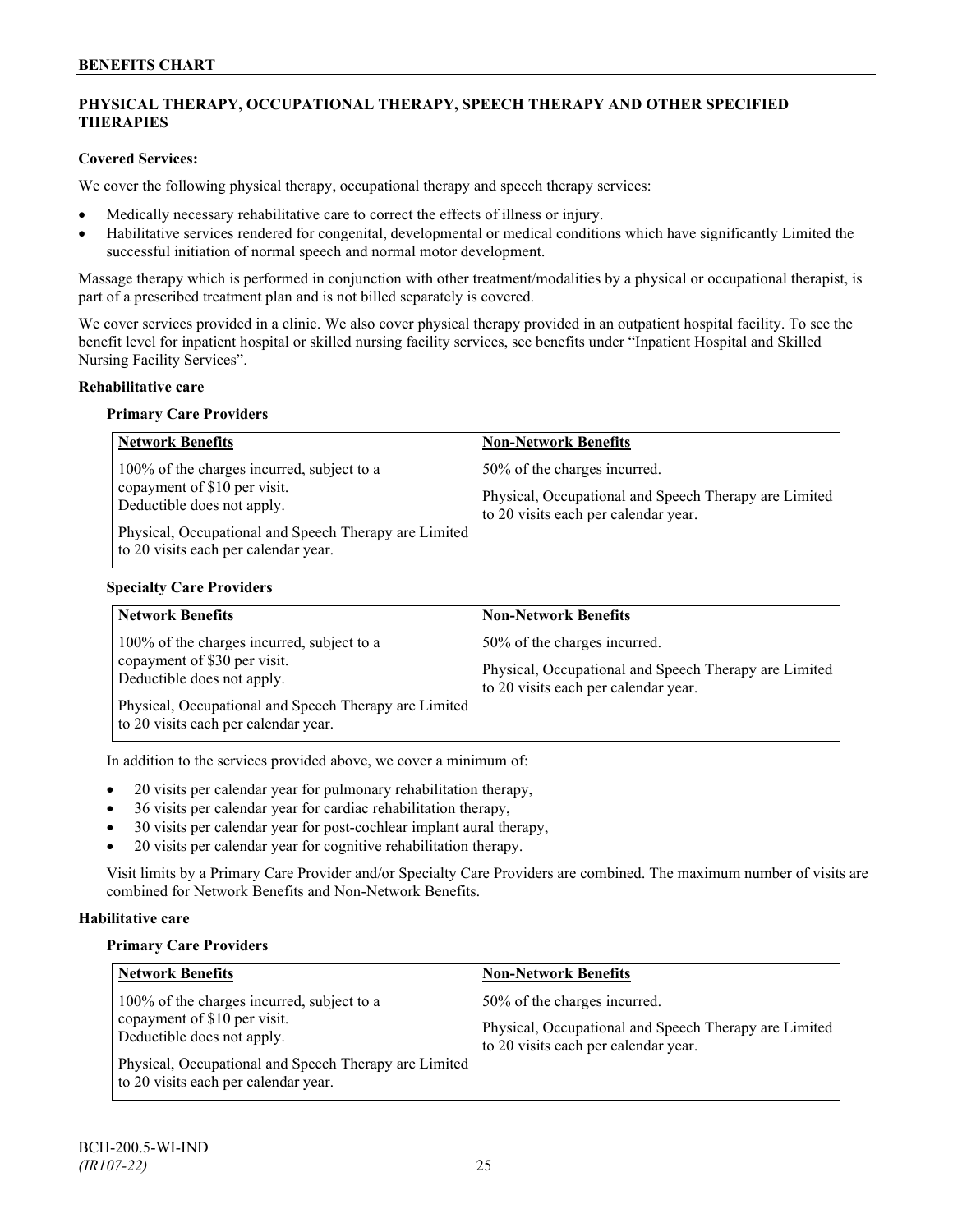## PHYSICAL THERAPY, OCCUPATIONAL THERAPY, SPEECH THERAPY AND OTHER SPECIFIED THERAPIES

**Covered Services:**

We cover the following physical therapy, occupational therapy and speech therapy services:

- Medically necessary rehabilitative care to correct the effects of illness or injury.
- Habilitative services rendered for congenital, developmental or medical conditions which have significantly Limited the successful initiation of normal speech and normal motor development.

Massage therapy which is performed in conjunction with other treatment/modalities by a physical or occupational therapist, is part of a prescribed treatment plan and is not billed separately is covered.

We cover services provided in a clinic. We also cover physical therapy provided in an outpatient hospital facility. To see the benefit level for inpatient hospital or skilled nursing facility services, see benefits under "Inpatient Hospital and Skilled Nursing Facility Services".

**Rehabilitative care**

**Primary Care Providers**

| Network Benefits | Non-Network Benefits |
|---|---|
| 100% of the charges incurred, subject to a copayment of $10 per visit. Deductible does not apply.<br><br>Physical, Occupational and Speech Therapy are Limited to 20 visits each per calendar year. | 50% of the charges incurred.<br><br>Physical, Occupational and Speech Therapy are Limited to 20 visits each per calendar year. |

**Specialty Care Providers**

| Network Benefits | Non-Network Benefits |
|---|---|
| 100% of the charges incurred, subject to a copayment of $30 per visit. Deductible does not apply.<br><br>Physical, Occupational and Speech Therapy are Limited to 20 visits each per calendar year. | 50% of the charges incurred.<br><br>Physical, Occupational and Speech Therapy are Limited to 20 visits each per calendar year. |

In addition to the services provided above, we cover a minimum of:

- 20 visits per calendar year for pulmonary rehabilitation therapy,
- 36 visits per calendar year for cardiac rehabilitation therapy,
- 30 visits per calendar year for post-cochlear implant aural therapy,
- 20 visits per calendar year for cognitive rehabilitation therapy.

Visit limits by a Primary Care Provider and/or Specialty Care Providers are combined. The maximum number of visits are combined for Network Benefits and Non-Network Benefits.

**Habilitative care**

**Primary Care Providers**

| Network Benefits | Non-Network Benefits |
|---|---|
| 100% of the charges incurred, subject to a copayment of $10 per visit. Deductible does not apply.<br><br>Physical, Occupational and Speech Therapy are Limited to 20 visits each per calendar year. | 50% of the charges incurred.<br><br>Physical, Occupational and Speech Therapy are Limited to 20 visits each per calendar year. |

BCH-200.5-WI-IND
*(IR107-22)*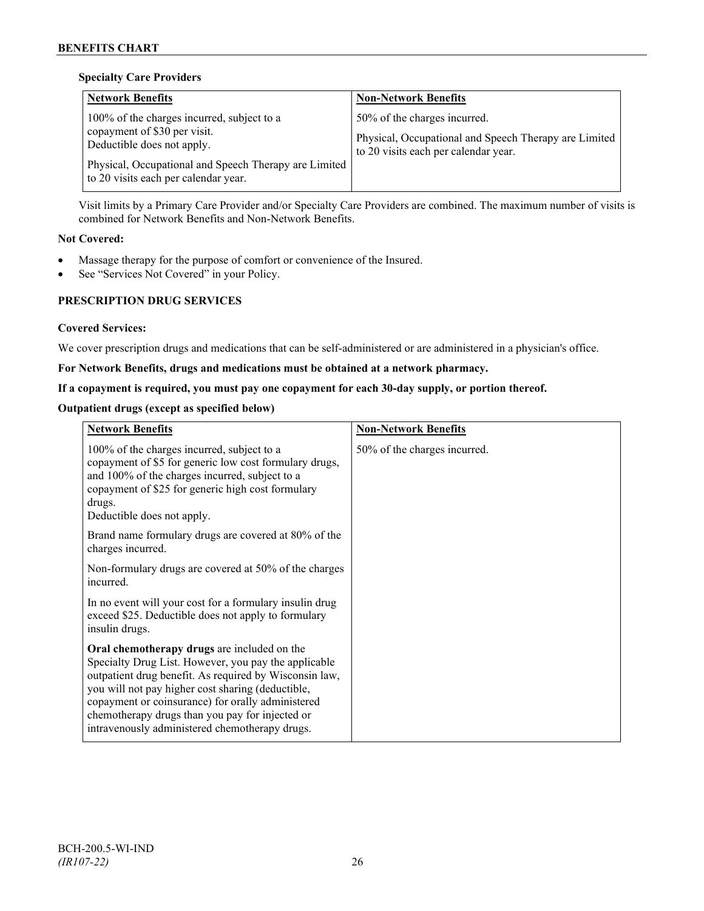**Specialty Care Providers**

| Network Benefits | Non-Network Benefits |
|---|---|
| 100% of the charges incurred, subject to a copayment of $30 per visit.<br>Deductible does not apply.<br><br>Physical, Occupational and Speech Therapy are Limited to 20 visits each per calendar year. | 50% of the charges incurred.<br><br>Physical, Occupational and Speech Therapy are Limited to 20 visits each per calendar year. |

Visit limits by a Primary Care Provider and/or Specialty Care Providers are combined. The maximum number of visits is combined for Network Benefits and Non-Network Benefits.

**Not Covered:**

- Massage therapy for the purpose of comfort or convenience of the Insured.
- See "Services Not Covered" in your Policy.

**PRESCRIPTION DRUG SERVICES**

**Covered Services:**

We cover prescription drugs and medications that can be self-administered or are administered in a physician's office.

**For Network Benefits, drugs and medications must be obtained at a network pharmacy.**

**If a copayment is required, you must pay one copayment for each 30-day supply, or portion thereof.**

**Outpatient drugs (except as specified below)**

| Network Benefits | Non-Network Benefits |
|---|---|
| 100% of the charges incurred, subject to a copayment of $5 for generic low cost formulary drugs, and 100% of the charges incurred, subject to a copayment of $25 for generic high cost formulary drugs.<br>Deductible does not apply.<br><br>Brand name formulary drugs are covered at 80% of the charges incurred.<br><br>Non-formulary drugs are covered at 50% of the charges incurred.<br><br>In no event will your cost for a formulary insulin drug exceed $25. Deductible does not apply to formulary insulin drugs.<br><br>**Oral chemotherapy drugs** are included on the Specialty Drug List. However, you pay the applicable outpatient drug benefit. As required by Wisconsin law, you will not pay higher cost sharing (deductible, copayment or coinsurance) for orally administered chemotherapy drugs than you pay for injected or intravenously administered chemotherapy drugs. | 50% of the charges incurred. |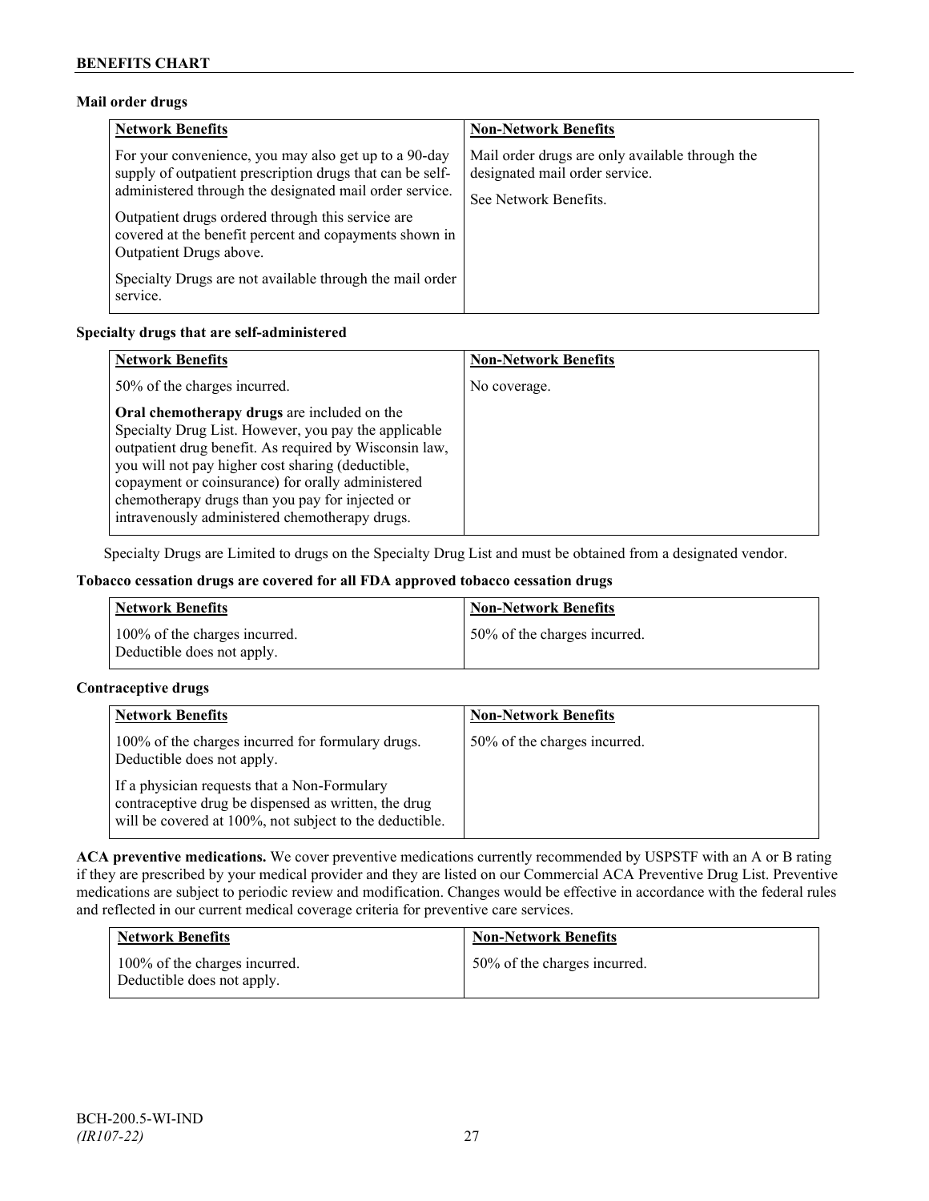**Mail order drugs**

| Network Benefits | Non-Network Benefits |
|---|---|
| For your convenience, you may also get up to a 90-day supply of outpatient prescription drugs that can be self-administered through the designated mail order service.<br><br>Outpatient drugs ordered through this service are covered at the benefit percent and copayments shown in Outpatient Drugs above.<br><br>Specialty Drugs are not available through the mail order service. | Mail order drugs are only available through the designated mail order service.<br><br>See Network Benefits. |

**Specialty drugs that are self-administered**

| Network Benefits | Non-Network Benefits |
|---|---|
| 50% of the charges incurred.<br><br>**Oral chemotherapy drugs** are included on the Specialty Drug List. However, you pay the applicable outpatient drug benefit. As required by Wisconsin law, you will not pay higher cost sharing (deductible, copayment or coinsurance) for orally administered chemotherapy drugs than you pay for injected or intravenously administered chemotherapy drugs. | No coverage. |

Specialty Drugs are Limited to drugs on the Specialty Drug List and must be obtained from a designated vendor.

**Tobacco cessation drugs are covered for all FDA approved tobacco cessation drugs**

| Network Benefits | Non-Network Benefits |
|---|---|
| 100% of the charges incurred.<br>Deductible does not apply. | 50% of the charges incurred. |

**Contraceptive drugs**

| Network Benefits | Non-Network Benefits |
|---|---|
| 100% of the charges incurred for formulary drugs. Deductible does not apply.<br><br>If a physician requests that a Non-Formulary contraceptive drug be dispensed as written, the drug will be covered at 100%, not subject to the deductible. | 50% of the charges incurred. |

**ACA preventive medications.** We cover preventive medications currently recommended by USPSTF with an A or B rating if they are prescribed by your medical provider and they are listed on our Commercial ACA Preventive Drug List. Preventive medications are subject to periodic review and modification. Changes would be effective in accordance with the federal rules and reflected in our current medical coverage criteria for preventive care services.

| Network Benefits | Non-Network Benefits |
|---|---|
| 100% of the charges incurred.<br>Deductible does not apply. | 50% of the charges incurred. |

BCH-200.5-WI-IND
*(IR107-22)*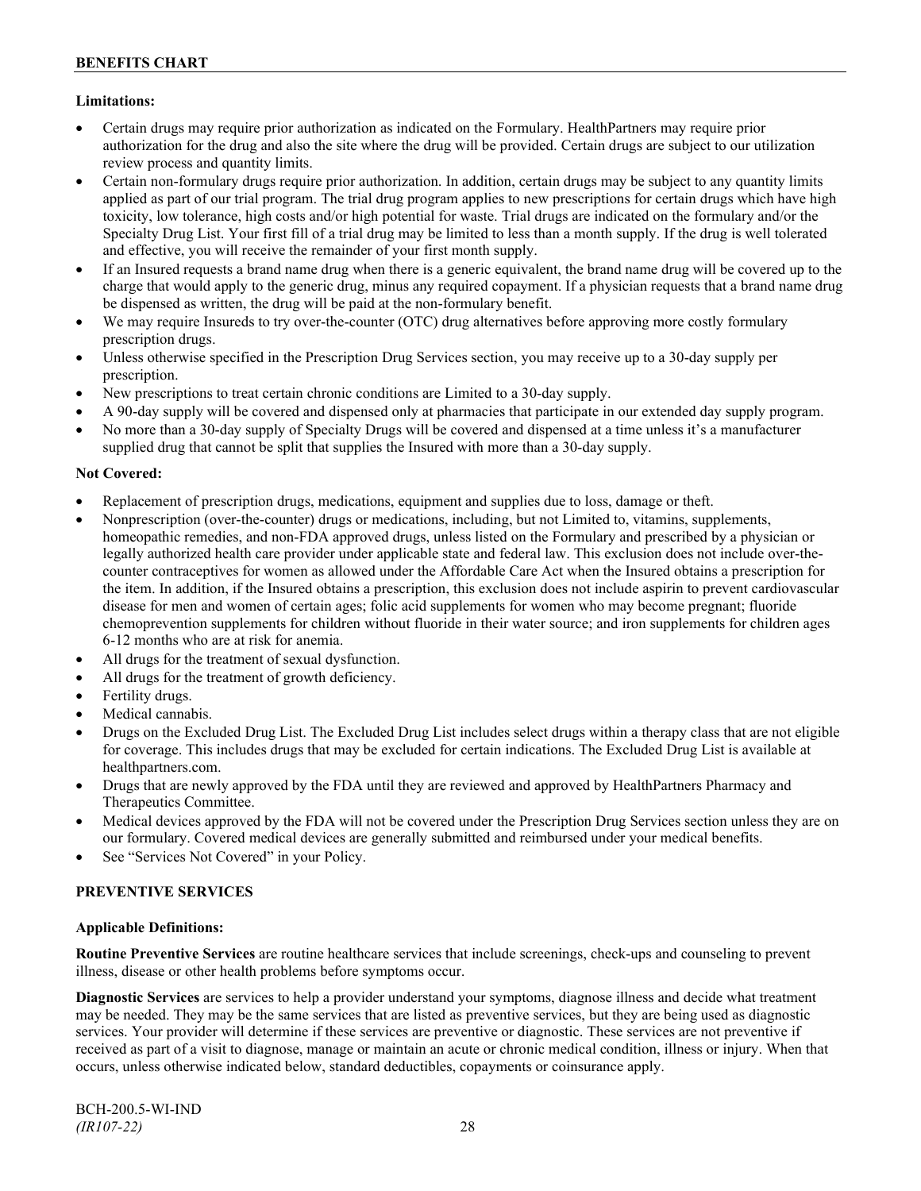**Limitations:**

- Certain drugs may require prior authorization as indicated on the Formulary. HealthPartners may require prior authorization for the drug and also the site where the drug will be provided. Certain drugs are subject to our utilization review process and quantity limits.
- Certain non-formulary drugs require prior authorization. In addition, certain drugs may be subject to any quantity limits applied as part of our trial program. The trial drug program applies to new prescriptions for certain drugs which have high toxicity, low tolerance, high costs and/or high potential for waste. Trial drugs are indicated on the formulary and/or the Specialty Drug List. Your first fill of a trial drug may be limited to less than a month supply. If the drug is well tolerated and effective, you will receive the remainder of your first month supply.
- If an Insured requests a brand name drug when there is a generic equivalent, the brand name drug will be covered up to the charge that would apply to the generic drug, minus any required copayment. If a physician requests that a brand name drug be dispensed as written, the drug will be paid at the non-formulary benefit.
- We may require Insureds to try over-the-counter (OTC) drug alternatives before approving more costly formulary prescription drugs.
- Unless otherwise specified in the Prescription Drug Services section, you may receive up to a 30-day supply per prescription.
- New prescriptions to treat certain chronic conditions are Limited to a 30-day supply.
- A 90-day supply will be covered and dispensed only at pharmacies that participate in our extended day supply program.
- No more than a 30-day supply of Specialty Drugs will be covered and dispensed at a time unless it's a manufacturer supplied drug that cannot be split that supplies the Insured with more than a 30-day supply.

**Not Covered:**

- Replacement of prescription drugs, medications, equipment and supplies due to loss, damage or theft.
- Nonprescription (over-the-counter) drugs or medications, including, but not Limited to, vitamins, supplements, homeopathic remedies, and non-FDA approved drugs, unless listed on the Formulary and prescribed by a physician or legally authorized health care provider under applicable state and federal law. This exclusion does not include over-the-counter contraceptives for women as allowed under the Affordable Care Act when the Insured obtains a prescription for the item. In addition, if the Insured obtains a prescription, this exclusion does not include aspirin to prevent cardiovascular disease for men and women of certain ages; folic acid supplements for women who may become pregnant; fluoride chemoprevention supplements for children without fluoride in their water source; and iron supplements for children ages 6-12 months who are at risk for anemia.
- All drugs for the treatment of sexual dysfunction.
- All drugs for the treatment of growth deficiency.
- Fertility drugs.
- Medical cannabis.
- Drugs on the Excluded Drug List. The Excluded Drug List includes select drugs within a therapy class that are not eligible for coverage. This includes drugs that may be excluded for certain indications. The Excluded Drug List is available at healthpartners.com.
- Drugs that are newly approved by the FDA until they are reviewed and approved by HealthPartners Pharmacy and Therapeutics Committee.
- Medical devices approved by the FDA will not be covered under the Prescription Drug Services section unless they are on our formulary. Covered medical devices are generally submitted and reimbursed under your medical benefits.
- See "Services Not Covered" in your Policy.

## PREVENTIVE SERVICES

**Applicable Definitions:**

**Routine Preventive Services** are routine healthcare services that include screenings, check-ups and counseling to prevent illness, disease or other health problems before symptoms occur.

**Diagnostic Services** are services to help a provider understand your symptoms, diagnose illness and decide what treatment may be needed. They may be the same services that are listed as preventive services, but they are being used as diagnostic services. Your provider will determine if these services are preventive or diagnostic. These services are not preventive if received as part of a visit to diagnose, manage or maintain an acute or chronic medical condition, illness or injury. When that occurs, unless otherwise indicated below, standard deductibles, copayments or coinsurance apply.

BCH-200.5-WI-IND
*(IR107-22)*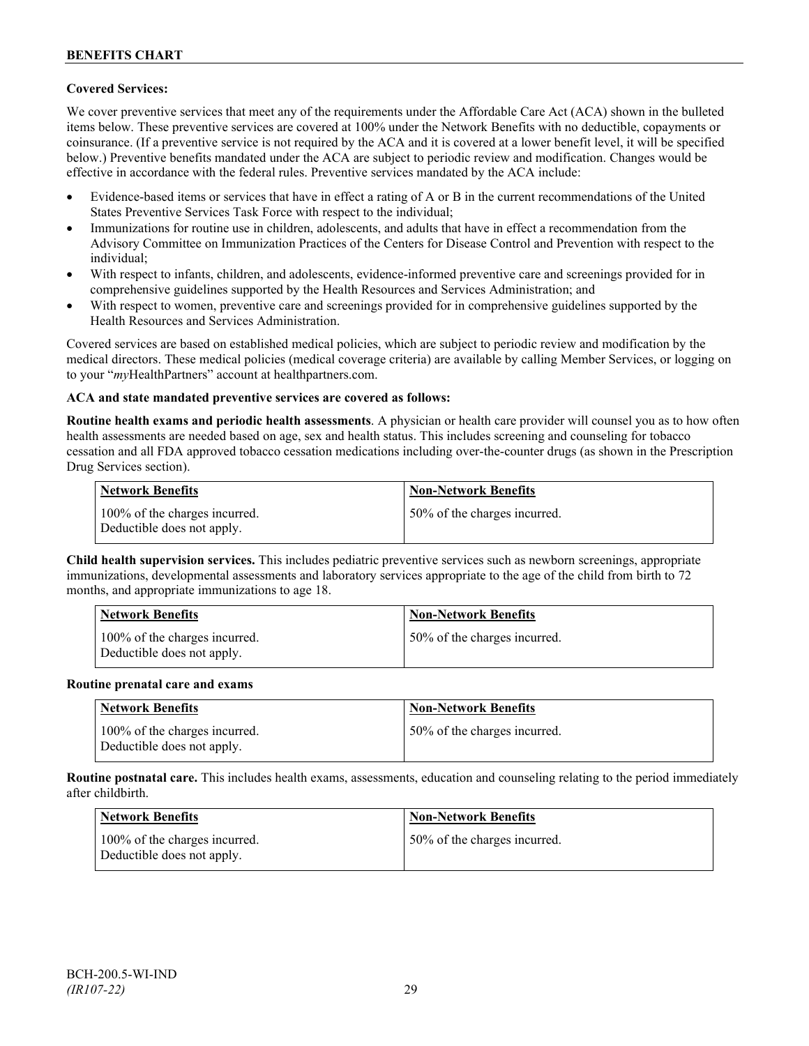**Covered Services:**

We cover preventive services that meet any of the requirements under the Affordable Care Act (ACA) shown in the bulleted items below. These preventive services are covered at 100% under the Network Benefits with no deductible, copayments or coinsurance. (If a preventive service is not required by the ACA and it is covered at a lower benefit level, it will be specified below.) Preventive benefits mandated under the ACA are subject to periodic review and modification. Changes would be effective in accordance with the federal rules. Preventive services mandated by the ACA include:

- Evidence-based items or services that have in effect a rating of A or B in the current recommendations of the United States Preventive Services Task Force with respect to the individual;
- Immunizations for routine use in children, adolescents, and adults that have in effect a recommendation from the Advisory Committee on Immunization Practices of the Centers for Disease Control and Prevention with respect to the individual;
- With respect to infants, children, and adolescents, evidence-informed preventive care and screenings provided for in comprehensive guidelines supported by the Health Resources and Services Administration; and
- With respect to women, preventive care and screenings provided for in comprehensive guidelines supported by the Health Resources and Services Administration.

Covered services are based on established medical policies, which are subject to periodic review and modification by the medical directors. These medical policies (medical coverage criteria) are available by calling Member Services, or logging on to your "*my*HealthPartners" account at healthpartners.com.

**ACA and state mandated preventive services are covered as follows:**

**Routine health exams and periodic health assessments**. A physician or health care provider will counsel you as to how often health assessments are needed based on age, sex and health status. This includes screening and counseling for tobacco cessation and all FDA approved tobacco cessation medications including over-the-counter drugs (as shown in the Prescription Drug Services section).

| Network Benefits | Non-Network Benefits |
| --- | --- |
| 100% of the charges incurred. Deductible does not apply. | 50% of the charges incurred. |

**Child health supervision services.** This includes pediatric preventive services such as newborn screenings, appropriate immunizations, developmental assessments and laboratory services appropriate to the age of the child from birth to 72 months, and appropriate immunizations to age 18.

| Network Benefits | Non-Network Benefits |
| --- | --- |
| 100% of the charges incurred. Deductible does not apply. | 50% of the charges incurred. |

**Routine prenatal care and exams**

| Network Benefits | Non-Network Benefits |
| --- | --- |
| 100% of the charges incurred. Deductible does not apply. | 50% of the charges incurred. |

**Routine postnatal care.** This includes health exams, assessments, education and counseling relating to the period immediately after childbirth.

| Network Benefits | Non-Network Benefits |
| --- | --- |
| 100% of the charges incurred. Deductible does not apply. | 50% of the charges incurred. |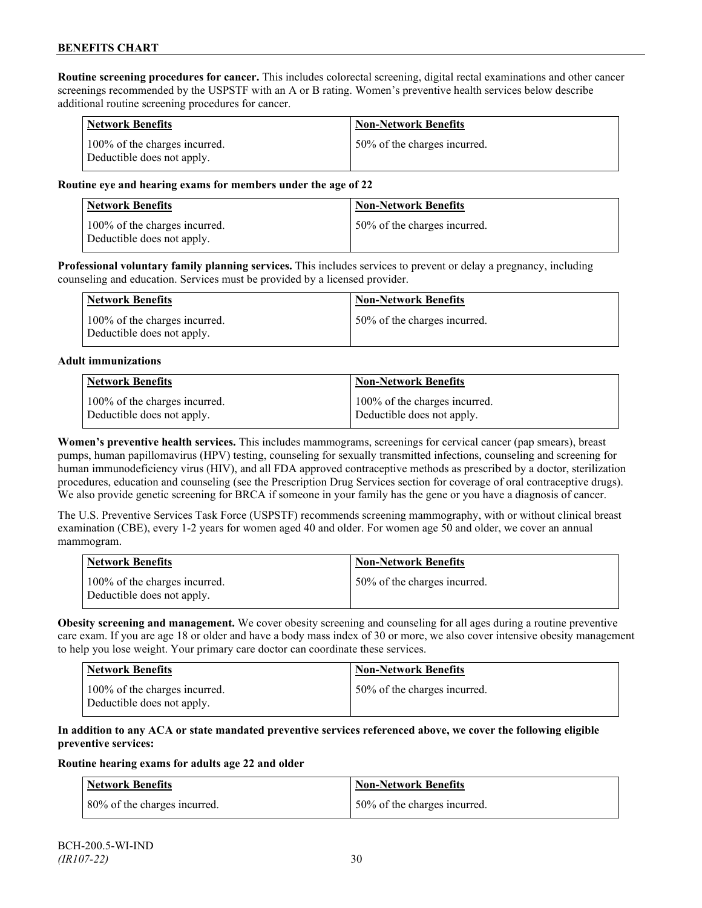**Routine screening procedures for cancer.** This includes colorectal screening, digital rectal examinations and other cancer screenings recommended by the USPSTF with an A or B rating. Women's preventive health services below describe additional routine screening procedures for cancer.

| Network Benefits | Non-Network Benefits |
|---|---|
| 100% of the charges incurred. Deductible does not apply. | 50% of the charges incurred. |

**Routine eye and hearing exams for members under the age of 22**

| Network Benefits | Non-Network Benefits |
|---|---|
| 100% of the charges incurred. Deductible does not apply. | 50% of the charges incurred. |

**Professional voluntary family planning services.** This includes services to prevent or delay a pregnancy, including counseling and education. Services must be provided by a licensed provider.

| Network Benefits | Non-Network Benefits |
|---|---|
| 100% of the charges incurred. Deductible does not apply. | 50% of the charges incurred. |

**Adult immunizations**

| Network Benefits | Non-Network Benefits |
|---|---|
| 100% of the charges incurred. Deductible does not apply. | 100% of the charges incurred. Deductible does not apply. |

**Women's preventive health services.** This includes mammograms, screenings for cervical cancer (pap smears), breast pumps, human papillomavirus (HPV) testing, counseling for sexually transmitted infections, counseling and screening for human immunodeficiency virus (HIV), and all FDA approved contraceptive methods as prescribed by a doctor, sterilization procedures, education and counseling (see the Prescription Drug Services section for coverage of oral contraceptive drugs). We also provide genetic screening for BRCA if someone in your family has the gene or you have a diagnosis of cancer.

The U.S. Preventive Services Task Force (USPSTF) recommends screening mammography, with or without clinical breast examination (CBE), every 1-2 years for women aged 40 and older. For women age 50 and older, we cover an annual mammogram.

| Network Benefits | Non-Network Benefits |
|---|---|
| 100% of the charges incurred. Deductible does not apply. | 50% of the charges incurred. |

**Obesity screening and management.** We cover obesity screening and counseling for all ages during a routine preventive care exam. If you are age 18 or older and have a body mass index of 30 or more, we also cover intensive obesity management to help you lose weight. Your primary care doctor can coordinate these services.

| Network Benefits | Non-Network Benefits |
|---|---|
| 100% of the charges incurred. Deductible does not apply. | 50% of the charges incurred. |

**In addition to any ACA or state mandated preventive services referenced above, we cover the following eligible preventive services:**

**Routine hearing exams for adults age 22 and older**

| Network Benefits | Non-Network Benefits |
|---|---|
| 80% of the charges incurred. | 50% of the charges incurred. |

BCH-200.5-WI-IND
*(IR107-22)*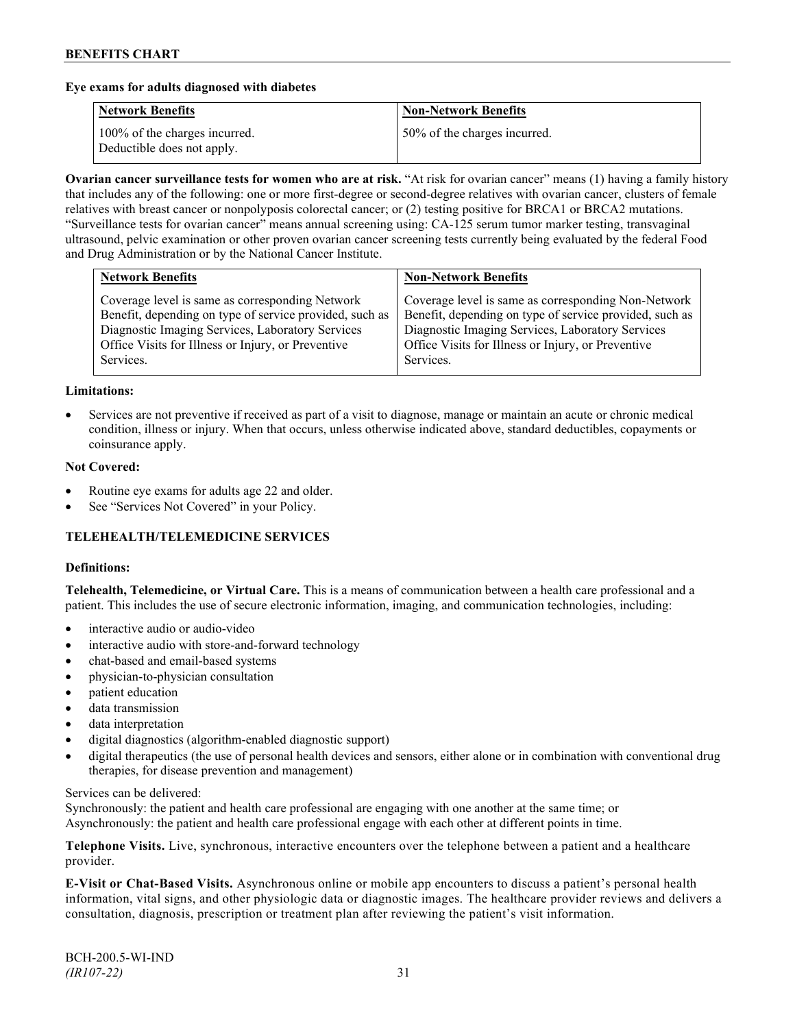**Eye exams for adults diagnosed with diabetes**

| Network Benefits | Non-Network Benefits |
|---|---|
| 100% of the charges incurred. Deductible does not apply. | 50% of the charges incurred. |

**Ovarian cancer surveillance tests for women who are at risk.** "At risk for ovarian cancer" means (1) having a family history that includes any of the following: one or more first-degree or second-degree relatives with ovarian cancer, clusters of female relatives with breast cancer or nonpolyposis colorectal cancer; or (2) testing positive for BRCA1 or BRCA2 mutations. "Surveillance tests for ovarian cancer" means annual screening using: CA-125 serum tumor marker testing, transvaginal ultrasound, pelvic examination or other proven ovarian cancer screening tests currently being evaluated by the federal Food and Drug Administration or by the National Cancer Institute.

| Network Benefits | Non-Network Benefits |
|---|---|
| Coverage level is same as corresponding Network Benefit, depending on type of service provided, such as Diagnostic Imaging Services, Laboratory Services Office Visits for Illness or Injury, or Preventive Services. | Coverage level is same as corresponding Non-Network Benefit, depending on type of service provided, such as Diagnostic Imaging Services, Laboratory Services Office Visits for Illness or Injury, or Preventive Services. |

**Limitations:**

- Services are not preventive if received as part of a visit to diagnose, manage or maintain an acute or chronic medical condition, illness or injury. When that occurs, unless otherwise indicated above, standard deductibles, copayments or coinsurance apply.

**Not Covered:**

- Routine eye exams for adults age 22 and older.
- See "Services Not Covered" in your Policy.

## TELEHEALTH/TELEMEDICINE SERVICES

**Definitions:**

**Telehealth, Telemedicine, or Virtual Care.** This is a means of communication between a health care professional and a patient. This includes the use of secure electronic information, imaging, and communication technologies, including:

- interactive audio or audio-video
- interactive audio with store-and-forward technology
- chat-based and email-based systems
- physician-to-physician consultation
- patient education
- data transmission
- data interpretation
- digital diagnostics (algorithm-enabled diagnostic support)
- digital therapeutics (the use of personal health devices and sensors, either alone or in combination with conventional drug therapies, for disease prevention and management)

Services can be delivered:
Synchronously: the patient and health care professional are engaging with one another at the same time; or
Asynchronously: the patient and health care professional engage with each other at different points in time.

**Telephone Visits.** Live, synchronous, interactive encounters over the telephone between a patient and a healthcare provider.

**E-Visit or Chat-Based Visits.** Asynchronous online or mobile app encounters to discuss a patient's personal health information, vital signs, and other physiologic data or diagnostic images. The healthcare provider reviews and delivers a consultation, diagnosis, prescription or treatment plan after reviewing the patient's visit information.

BCH-200.5-WI-IND
*(IR107-22)*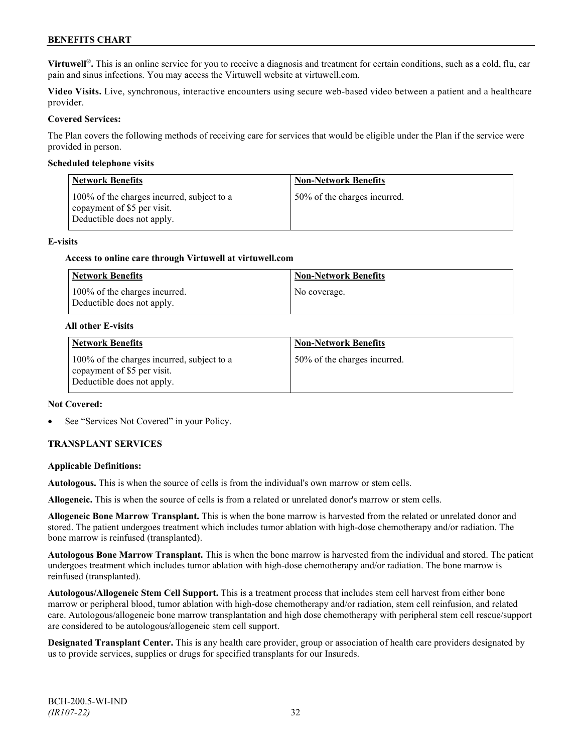**Virtuwell®.** This is an online service for you to receive a diagnosis and treatment for certain conditions, such as a cold, flu, ear pain and sinus infections. You may access the Virtuwell website at virtuwell.com.

**Video Visits.** Live, synchronous, interactive encounters using secure web-based video between a patient and a healthcare provider.

**Covered Services:**

The Plan covers the following methods of receiving care for services that would be eligible under the Plan if the service were provided in person.

**Scheduled telephone visits**

| Network Benefits | Non-Network Benefits |
|---|---|
| 100% of the charges incurred, subject to a copayment of $5 per visit. Deductible does not apply. | 50% of the charges incurred. |

**E-visits**

**Access to online care through Virtuwell at virtuwell.com**

| Network Benefits | Non-Network Benefits |
|---|---|
| 100% of the charges incurred. Deductible does not apply. | No coverage. |

**All other E-visits**

| Network Benefits | Non-Network Benefits |
|---|---|
| 100% of the charges incurred, subject to a copayment of $5 per visit. Deductible does not apply. | 50% of the charges incurred. |

**Not Covered:**

- See "Services Not Covered" in your Policy.

## TRANSPLANT SERVICES

**Applicable Definitions:**

**Autologous.** This is when the source of cells is from the individual's own marrow or stem cells.

**Allogeneic.** This is when the source of cells is from a related or unrelated donor's marrow or stem cells.

**Allogeneic Bone Marrow Transplant.** This is when the bone marrow is harvested from the related or unrelated donor and stored. The patient undergoes treatment which includes tumor ablation with high-dose chemotherapy and/or radiation. The bone marrow is reinfused (transplanted).

**Autologous Bone Marrow Transplant.** This is when the bone marrow is harvested from the individual and stored. The patient undergoes treatment which includes tumor ablation with high-dose chemotherapy and/or radiation. The bone marrow is reinfused (transplanted).

**Autologous/Allogeneic Stem Cell Support.** This is a treatment process that includes stem cell harvest from either bone marrow or peripheral blood, tumor ablation with high-dose chemotherapy and/or radiation, stem cell reinfusion, and related care. Autologous/allogeneic bone marrow transplantation and high dose chemotherapy with peripheral stem cell rescue/support are considered to be autologous/allogeneic stem cell support.

**Designated Transplant Center.** This is any health care provider, group or association of health care providers designated by us to provide services, supplies or drugs for specified transplants for our Insureds.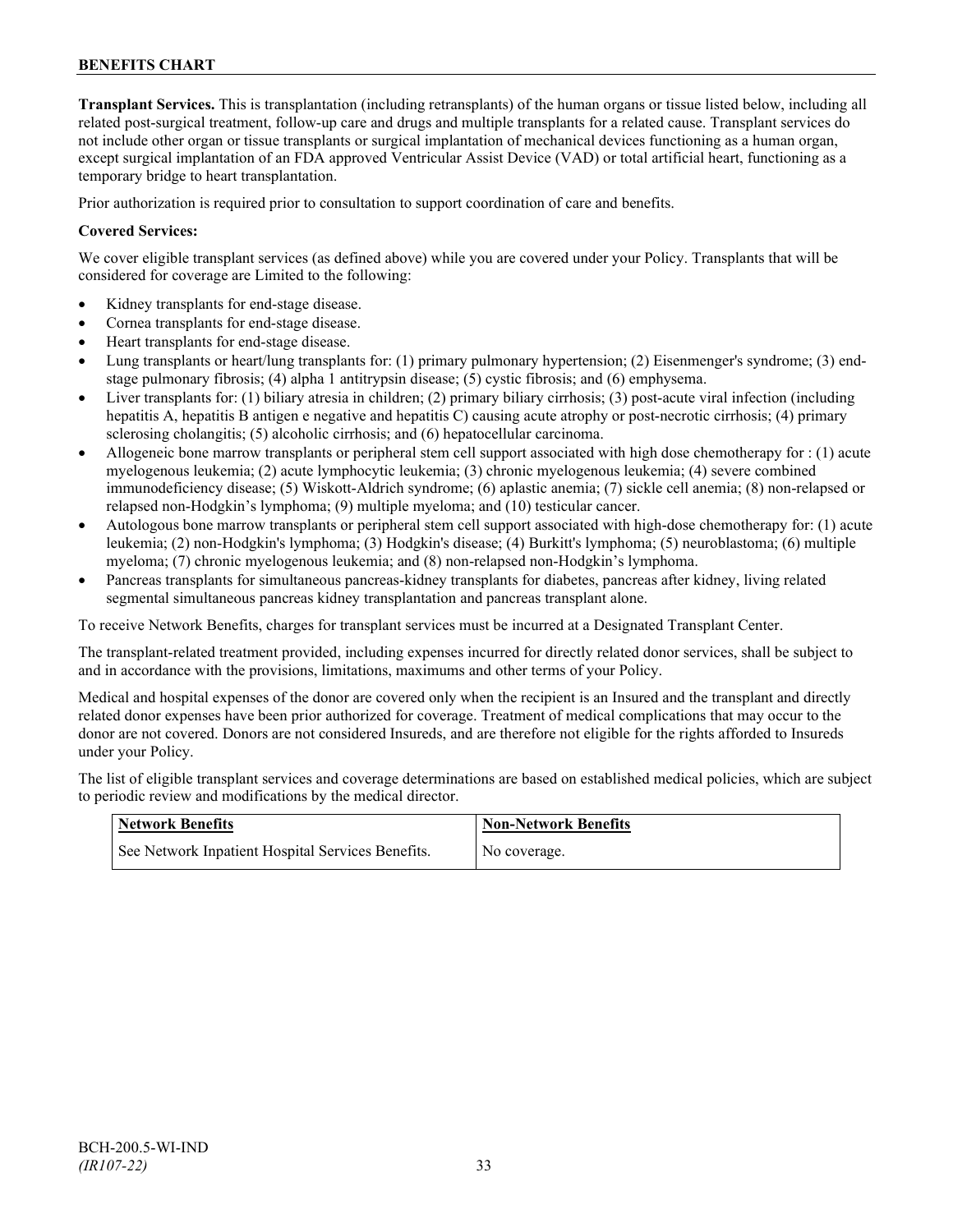**Transplant Services.** This is transplantation (including retransplants) of the human organs or tissue listed below, including all related post-surgical treatment, follow-up care and drugs and multiple transplants for a related cause. Transplant services do not include other organ or tissue transplants or surgical implantation of mechanical devices functioning as a human organ, except surgical implantation of an FDA approved Ventricular Assist Device (VAD) or total artificial heart, functioning as a temporary bridge to heart transplantation.

Prior authorization is required prior to consultation to support coordination of care and benefits.

**Covered Services:**

We cover eligible transplant services (as defined above) while you are covered under your Policy. Transplants that will be considered for coverage are Limited to the following:

- Kidney transplants for end-stage disease.
- Cornea transplants for end-stage disease.
- Heart transplants for end-stage disease.
- Lung transplants or heart/lung transplants for: (1) primary pulmonary hypertension; (2) Eisenmenger's syndrome; (3) end-stage pulmonary fibrosis; (4) alpha 1 antitrypsin disease; (5) cystic fibrosis; and (6) emphysema.
- Liver transplants for: (1) biliary atresia in children; (2) primary biliary cirrhosis; (3) post-acute viral infection (including hepatitis A, hepatitis B antigen e negative and hepatitis C) causing acute atrophy or post-necrotic cirrhosis; (4) primary sclerosing cholangitis; (5) alcoholic cirrhosis; and (6) hepatocellular carcinoma.
- Allogeneic bone marrow transplants or peripheral stem cell support associated with high dose chemotherapy for : (1) acute myelogenous leukemia; (2) acute lymphocytic leukemia; (3) chronic myelogenous leukemia; (4) severe combined immunodeficiency disease; (5) Wiskott-Aldrich syndrome; (6) aplastic anemia; (7) sickle cell anemia; (8) non-relapsed or relapsed non-Hodgkin's lymphoma; (9) multiple myeloma; and (10) testicular cancer.
- Autologous bone marrow transplants or peripheral stem cell support associated with high-dose chemotherapy for: (1) acute leukemia; (2) non-Hodgkin's lymphoma; (3) Hodgkin's disease; (4) Burkitt's lymphoma; (5) neuroblastoma; (6) multiple myeloma; (7) chronic myelogenous leukemia; and (8) non-relapsed non-Hodgkin's lymphoma.
- Pancreas transplants for simultaneous pancreas-kidney transplants for diabetes, pancreas after kidney, living related segmental simultaneous pancreas kidney transplantation and pancreas transplant alone.

To receive Network Benefits, charges for transplant services must be incurred at a Designated Transplant Center.

The transplant-related treatment provided, including expenses incurred for directly related donor services, shall be subject to and in accordance with the provisions, limitations, maximums and other terms of your Policy.

Medical and hospital expenses of the donor are covered only when the recipient is an Insured and the transplant and directly related donor expenses have been prior authorized for coverage. Treatment of medical complications that may occur to the donor are not covered. Donors are not considered Insureds, and are therefore not eligible for the rights afforded to Insureds under your Policy.

The list of eligible transplant services and coverage determinations are based on established medical policies, which are subject to periodic review and modifications by the medical director.

| Network Benefits | Non-Network Benefits |
|---|---|
| See Network Inpatient Hospital Services Benefits. | No coverage. |

BCH-200.5-WI-IND
*(IR107-22)*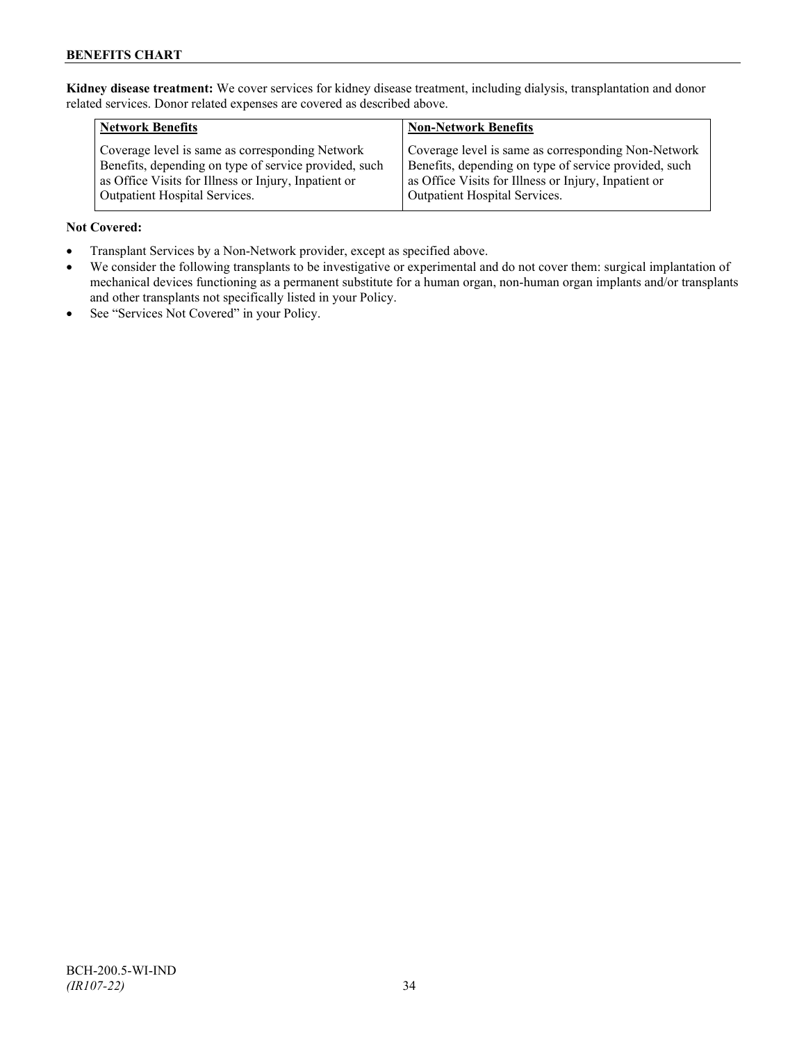**Kidney disease treatment:** We cover services for kidney disease treatment, including dialysis, transplantation and donor related services. Donor related expenses are covered as described above.

| Network Benefits | Non-Network Benefits |
| --- | --- |
| Coverage level is same as corresponding Network Benefits, depending on type of service provided, such as Office Visits for Illness or Injury, Inpatient or Outpatient Hospital Services. | Coverage level is same as corresponding Non-Network Benefits, depending on type of service provided, such as Office Visits for Illness or Injury, Inpatient or Outpatient Hospital Services. |

**Not Covered:**

- Transplant Services by a Non-Network provider, except as specified above.
- We consider the following transplants to be investigative or experimental and do not cover them: surgical implantation of mechanical devices functioning as a permanent substitute for a human organ, non-human organ implants and/or transplants and other transplants not specifically listed in your Policy.
- See “Services Not Covered” in your Policy.

BCH-200.5-WI-IND
*(IR107-22)*